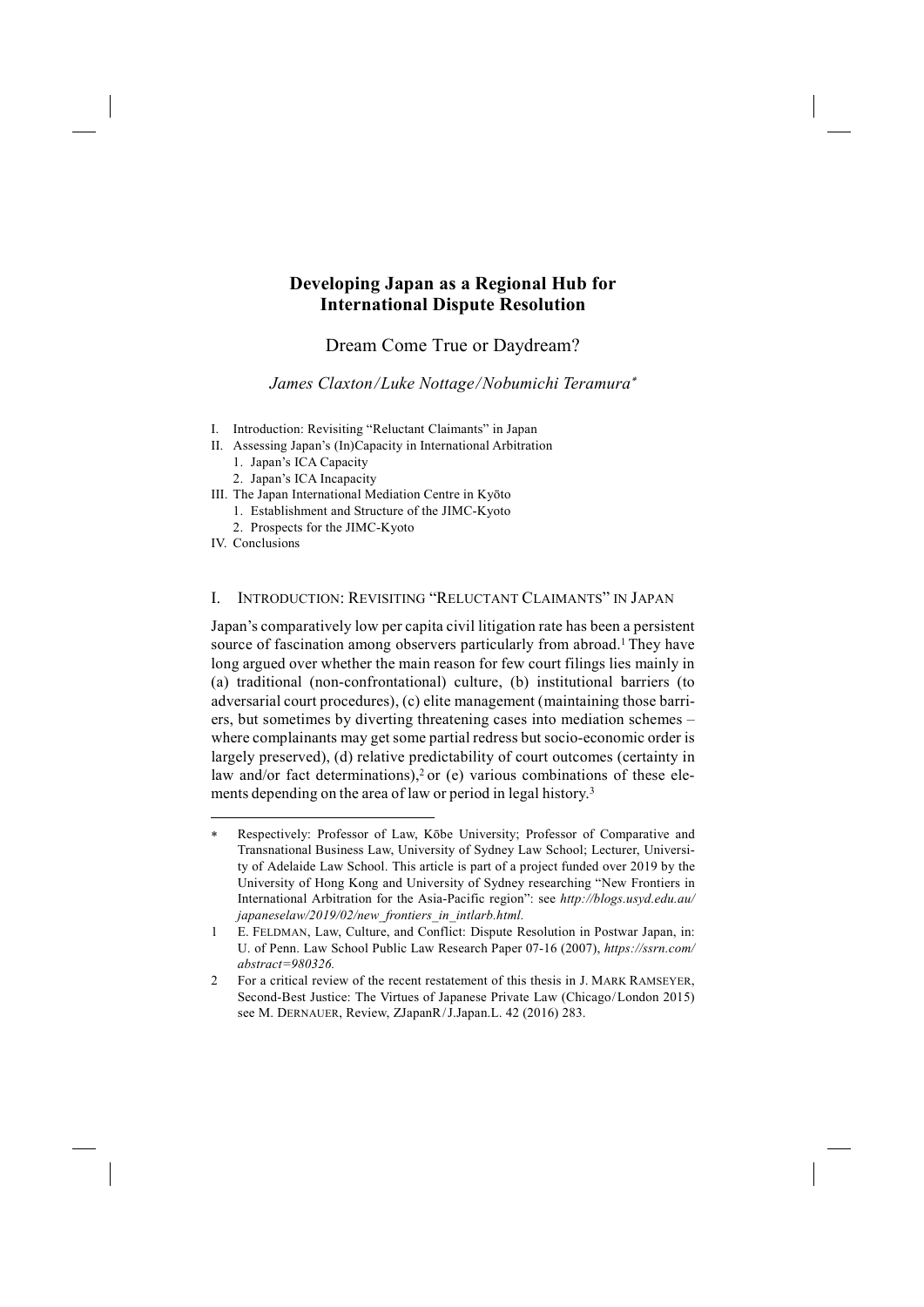# Developing Japan as a Regional Hub for International Dispute Resolution

## Dream Come True or Daydream?

*James Claxton/Luke Nottage/Nobumichi Teramura*[*]

I. Introduction: Revisiting "Reluctant Claimants" in Japan
II. Assessing Japan's (In)Capacity in International Arbitration
   1. Japan's ICA Capacity
   2. Japan's ICA Incapacity
III. The Japan International Mediation Centre in Kyōto
   1. Establishment and Structure of the JIMC-Kyoto
   2. Prospects for the JIMC-Kyoto
IV. Conclusions

## I. Introduction: Revisiting "Reluctant Claimants" in Japan

Japan's comparatively low per capita civil litigation rate has been a persistent source of fascination among observers particularly from abroad.[1] They have long argued over whether the main reason for few court filings lies mainly in (a) traditional (non-confrontational) culture, (b) institutional barriers (to adversarial court procedures), (c) elite management (maintaining those barriers, but sometimes by diverting threatening cases into mediation schemes – where complainants may get some partial redress but socio-economic order is largely preserved), (d) relative predictability of court outcomes (certainty in law and/or fact determinations),[2] or (e) various combinations of these elements depending on the area of law or period in legal history.[3]

---

[*] Respectively: Professor of Law, Kōbe University; Professor of Comparative and Transnational Business Law, University of Sydney Law School; Lecturer, University of Adelaide Law School. This article is part of a project funded over 2019 by the University of Hong Kong and University of Sydney researching "New Frontiers in International Arbitration for the Asia-Pacific region": see *http://blogs.usyd.edu.au/japaneselaw/2019/02/new_frontiers_in_intlarb.html.*

1 E. Feldman, Law, Culture, and Conflict: Dispute Resolution in Postwar Japan, in: U. of Penn. Law School Public Law Research Paper 07-16 (2007), *https://ssrn.com/abstract=980326.*

2 For a critical review of the recent restatement of this thesis in J. Mark Ramseyer, Second-Best Justice: The Virtues of Japanese Private Law (Chicago/London 2015) see M. Dernauer, Review, ZJapanR/J.Japan.L. 42 (2016) 283.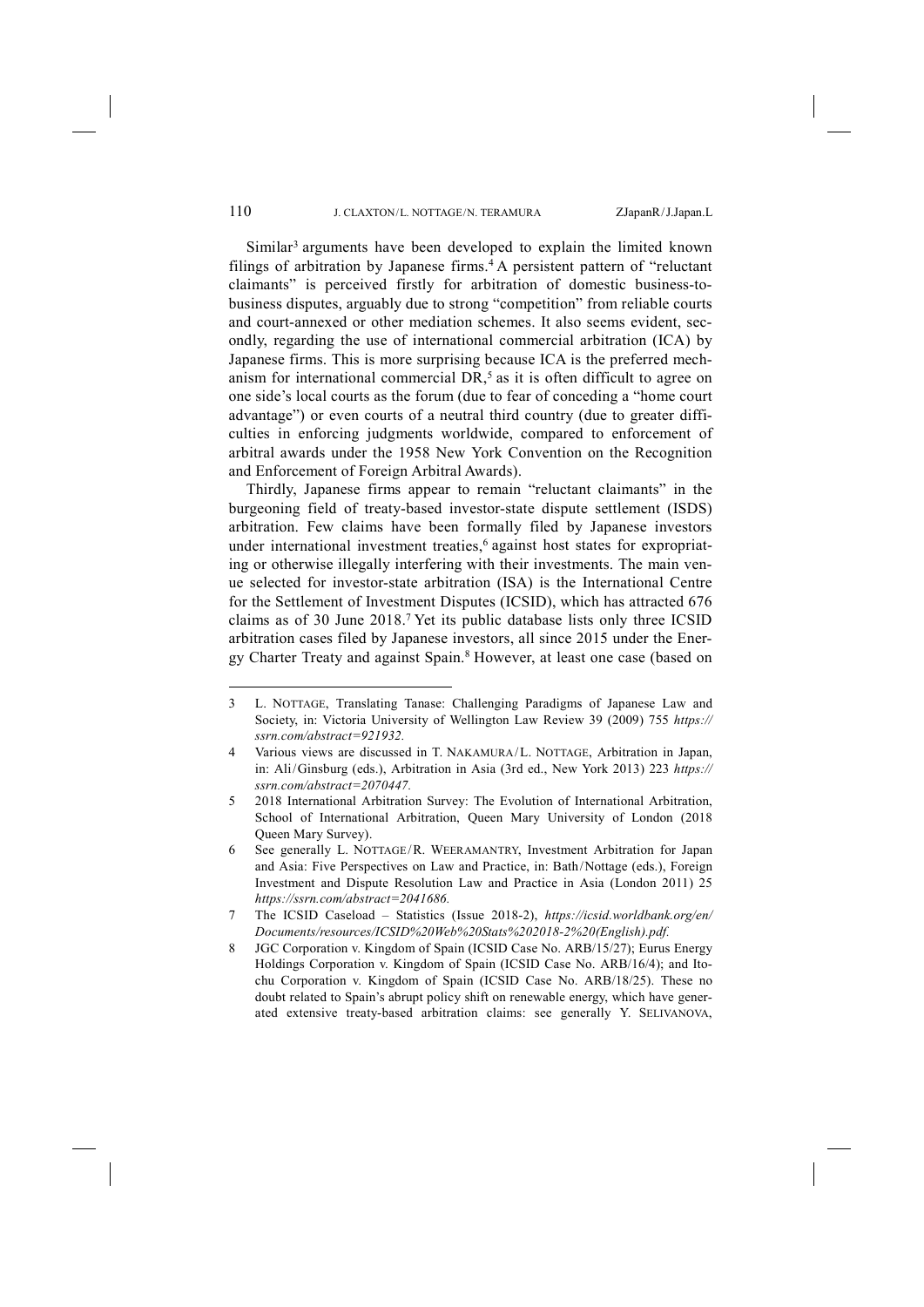Similar[3] arguments have been developed to explain the limited known filings of arbitration by Japanese firms.[4] A persistent pattern of "reluctant claimants" is perceived firstly for arbitration of domestic business-to-business disputes, arguably due to strong "competition" from reliable courts and court-annexed or other mediation schemes. It also seems evident, secondly, regarding the use of international commercial arbitration (ICA) by Japanese firms. This is more surprising because ICA is the preferred mechanism for international commercial DR,[5] as it is often difficult to agree on one side's local courts as the forum (due to fear of conceding a "home court advantage") or even courts of a neutral third country (due to greater difficulties in enforcing judgments worldwide, compared to enforcement of arbitral awards under the 1958 New York Convention on the Recognition and Enforcement of Foreign Arbitral Awards).

Thirdly, Japanese firms appear to remain "reluctant claimants" in the burgeoning field of treaty-based investor-state dispute settlement (ISDS) arbitration. Few claims have been formally filed by Japanese investors under international investment treaties,[6] against host states for expropriating or otherwise illegally interfering with their investments. The main venue selected for investor-state arbitration (ISA) is the International Centre for the Settlement of Investment Disputes (ICSID), which has attracted 676 claims as of 30 June 2018.[7] Yet its public database lists only three ICSID arbitration cases filed by Japanese investors, all since 2015 under the Energy Charter Treaty and against Spain.[8] However, at least one case (based on

---

3 L. NOTTAGE, Translating Tanase: Challenging Paradigms of Japanese Law and Society, in: Victoria University of Wellington Law Review 39 (2009) 755 *https://ssrn.com/abstract=921932.*

4 Various views are discussed in T. NAKAMURA/L. NOTTAGE, Arbitration in Japan, in: Ali/Ginsburg (eds.), Arbitration in Asia (3rd ed., New York 2013) 223 *https://ssrn.com/abstract=2070447.*

5 2018 International Arbitration Survey: The Evolution of International Arbitration, School of International Arbitration, Queen Mary University of London (2018 Queen Mary Survey).

6 See generally L. NOTTAGE/R. WEERAMANTRY, Investment Arbitration for Japan and Asia: Five Perspectives on Law and Practice, in: Bath/Nottage (eds.), Foreign Investment and Dispute Resolution Law and Practice in Asia (London 2011) 25 *https://ssrn.com/abstract=2041686.*

7 The ICSID Caseload – Statistics (Issue 2018-2), *https://icsid.worldbank.org/en/Documents/resources/ICSID%20Web%20Stats%202018-2%20(English).pdf.*

8 JGC Corporation v. Kingdom of Spain (ICSID Case No. ARB/15/27); Eurus Energy Holdings Corporation v. Kingdom of Spain (ICSID Case No. ARB/16/4); and Itochu Corporation v. Kingdom of Spain (ICSID Case No. ARB/18/25). These no doubt related to Spain's abrupt policy shift on renewable energy, which have generated extensive treaty-based arbitration claims: see generally Y. SELIVANOVA,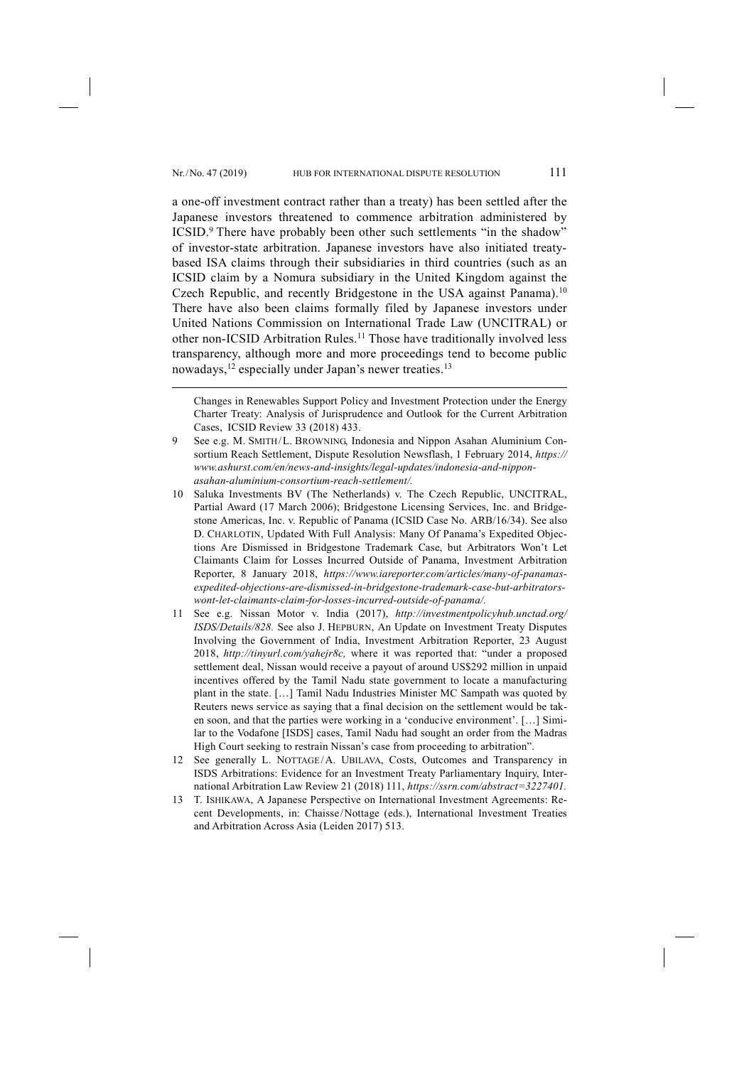a one-off investment contract rather than a treaty) has been settled after the Japanese investors threatened to commence arbitration administered by ICSID.[9] There have probably been other such settlements "in the shadow" of investor-state arbitration. Japanese investors have also initiated treaty-based ISA claims through their subsidiaries in third countries (such as an ICSID claim by a Nomura subsidiary in the United Kingdom against the Czech Republic, and recently Bridgestone in the USA against Panama).[10] There have also been claims formally filed by Japanese investors under United Nations Commission on International Trade Law (UNCITRAL) or other non-ICSID Arbitration Rules.[11] Those have traditionally involved less transparency, although more and more proceedings tend to become public nowadays,[12] especially under Japan's newer treaties.[13]

---

Changes in Renewables Support Policy and Investment Protection under the Energy Charter Treaty: Analysis of Jurisprudence and Outlook for the Current Arbitration Cases, ICSID Review 33 (2018) 433.

9 See e.g. M. SMITH/L. BROWNING, Indonesia and Nippon Asahan Aluminium Consortium Reach Settlement, Dispute Resolution Newsflash, 1 February 2014, *https://www.ashurst.com/en/news-and-insights/legal-updates/indonesia-and-nippon-asahan-aluminium-consortium-reach-settlement/.*

10 Saluka Investments BV (The Netherlands) v. The Czech Republic, UNCITRAL, Partial Award (17 March 2006); Bridgestone Licensing Services, Inc. and Bridgestone Americas, Inc. v. Republic of Panama (ICSID Case No. ARB/16/34). See also D. CHARLOTIN, Updated With Full Analysis: Many Of Panama's Expedited Objections Are Dismissed in Bridgestone Trademark Case, but Arbitrators Won't Let Claimants Claim for Losses Incurred Outside of Panama, Investment Arbitration Reporter, 8 January 2018, *https://www.iareporter.com/articles/many-of-panamas-expedited-objections-are-dismissed-in-bridgestone-trademark-case-but-arbitrators-wont-let-claimants-claim-for-losses-incurred-outside-of-panama/.*

11 See e.g. Nissan Motor v. India (2017), *http://investmentpolicyhub.unctad.org/ISDS/Details/828.* See also J. HEPBURN, An Update on Investment Treaty Disputes Involving the Government of India, Investment Arbitration Reporter, 23 August 2018, *http://tinyurl.com/yahejr8c,* where it was reported that: "under a proposed settlement deal, Nissan would receive a payout of around US$292 million in unpaid incentives offered by the Tamil Nadu state government to locate a manufacturing plant in the state. […] Tamil Nadu Industries Minister MC Sampath was quoted by Reuters news service as saying that a final decision on the settlement would be taken soon, and that the parties were working in a 'conducive environment'. […] Similar to the Vodafone [ISDS] cases, Tamil Nadu had sought an order from the Madras High Court seeking to restrain Nissan's case from proceeding to arbitration".

12 See generally L. NOTTAGE/A. UBILAVA, Costs, Outcomes and Transparency in ISDS Arbitrations: Evidence for an Investment Treaty Parliamentary Inquiry, International Arbitration Law Review 21 (2018) 111, *https://ssrn.com/abstract=3227401.*

13 T. ISHIKAWA, A Japanese Perspective on International Investment Agreements: Recent Developments, in: Chaisse/Nottage (eds.), International Investment Treaties and Arbitration Across Asia (Leiden 2017) 513.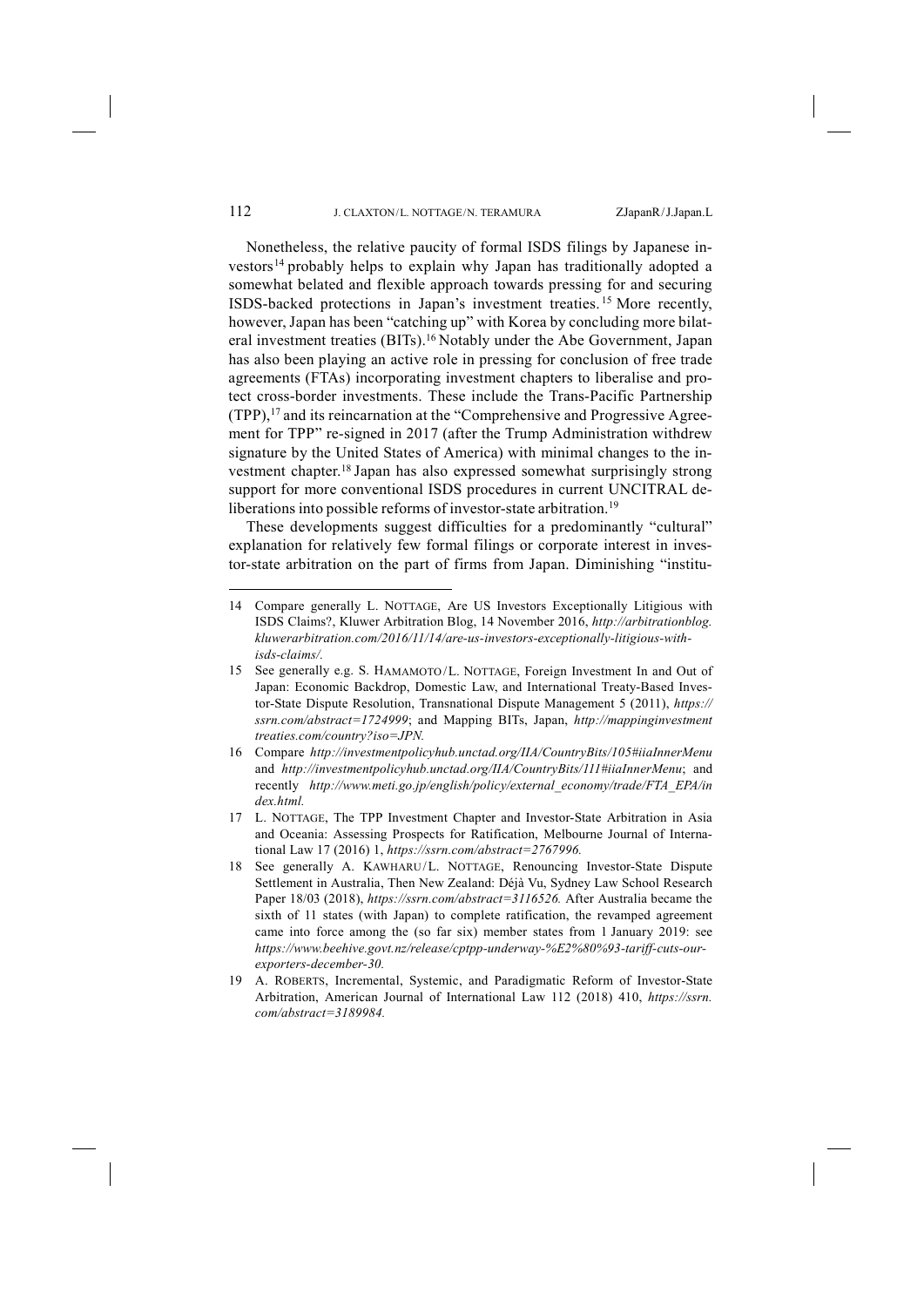Nonetheless, the relative paucity of formal ISDS filings by Japanese investors[14] probably helps to explain why Japan has traditionally adopted a somewhat belated and flexible approach towards pressing for and securing ISDS-backed protections in Japan's investment treaties.[15] More recently, however, Japan has been "catching up" with Korea by concluding more bilateral investment treaties (BITs).[16] Notably under the Abe Government, Japan has also been playing an active role in pressing for conclusion of free trade agreements (FTAs) incorporating investment chapters to liberalise and protect cross-border investments. These include the Trans-Pacific Partnership (TPP),[17] and its reincarnation at the "Comprehensive and Progressive Agreement for TPP" re-signed in 2017 (after the Trump Administration withdrew signature by the United States of America) with minimal changes to the investment chapter.[18] Japan has also expressed somewhat surprisingly strong support for more conventional ISDS procedures in current UNCITRAL deliberations into possible reforms of investor-state arbitration.[19]

These developments suggest difficulties for a predominantly "cultural" explanation for relatively few formal filings or corporate interest in investor-state arbitration on the part of firms from Japan. Diminishing "institu-

---

14 Compare generally L. NOTTAGE, Are US Investors Exceptionally Litigious with ISDS Claims?, Kluwer Arbitration Blog, 14 November 2016, *http://arbitrationblog.kluwerarbitration.com/2016/11/14/are-us-investors-exceptionally-litigious-with-isds-claims/.*

15 See generally e.g. S. HAMAMOTO / L. NOTTAGE, Foreign Investment In and Out of Japan: Economic Backdrop, Domestic Law, and International Treaty-Based Investor-State Dispute Resolution, Transnational Dispute Management 5 (2011), *https://ssrn.com/abstract=1724999*; and Mapping BITs, Japan, *http://mappinginvestmenttreaties.com/country?iso=JPN.*

16 Compare *http://investmentpolicyhub.unctad.org/IIA/CountryBits/105#iiaInnerMenu* and *http://investmentpolicyhub.unctad.org/IIA/CountryBits/111#iiaInnerMenu*; and recently *http://www.meti.go.jp/english/policy/external_economy/trade/FTA_EPA/index.html.*

17 L. NOTTAGE, The TPP Investment Chapter and Investor-State Arbitration in Asia and Oceania: Assessing Prospects for Ratification, Melbourne Journal of International Law 17 (2016) 1, *https://ssrn.com/abstract=2767996.*

18 See generally A. KAWHARU / L. NOTTAGE, Renouncing Investor-State Dispute Settlement in Australia, Then New Zealand: Déjà Vu, Sydney Law School Research Paper 18/03 (2018), *https://ssrn.com/abstract=3116526.* After Australia became the sixth of 11 states (with Japan) to complete ratification, the revamped agreement came into force among the (so far six) member states from 1 January 2019: see *https://www.beehive.govt.nz/release/cptpp-underway-%E2%80%93-tariff-cuts-our-exporters-december-30.*

19 A. ROBERTS, Incremental, Systemic, and Paradigmatic Reform of Investor-State Arbitration, American Journal of International Law 112 (2018) 410, *https://ssrn.com/abstract=3189984.*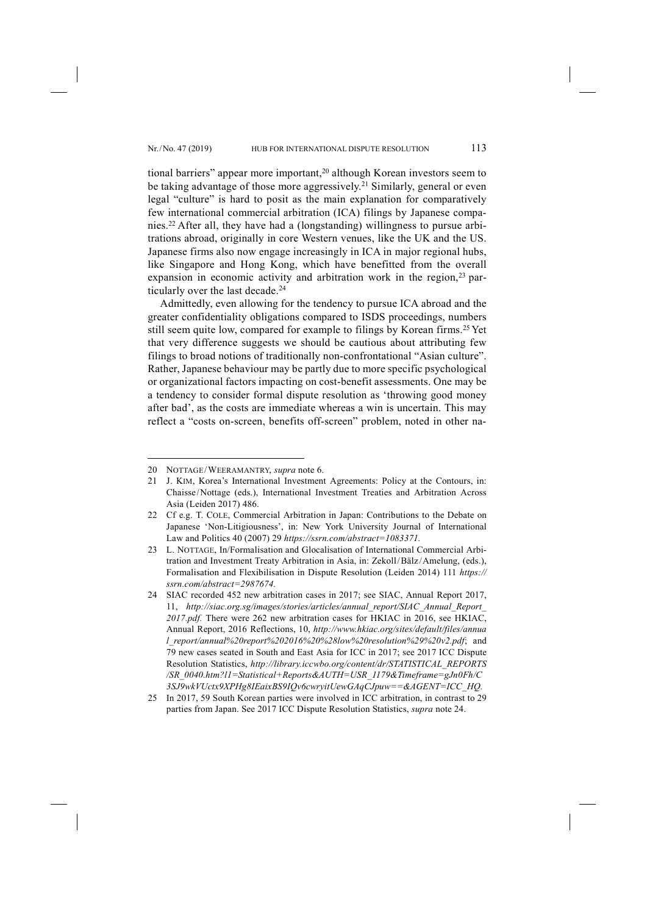tional barriers" appear more important,[20] although Korean investors seem to be taking advantage of those more aggressively.[21] Similarly, general or even legal "culture" is hard to posit as the main explanation for comparatively few international commercial arbitration (ICA) filings by Japanese companies.[22] After all, they have had a (longstanding) willingness to pursue arbitrations abroad, originally in core Western venues, like the UK and the US. Japanese firms also now engage increasingly in ICA in major regional hubs, like Singapore and Hong Kong, which have benefitted from the overall expansion in economic activity and arbitration work in the region,[23] particularly over the last decade.[24]

Admittedly, even allowing for the tendency to pursue ICA abroad and the greater confidentiality obligations compared to ISDS proceedings, numbers still seem quite low, compared for example to filings by Korean firms.[25] Yet that very difference suggests we should be cautious about attributing few filings to broad notions of traditionally non-confrontational "Asian culture". Rather, Japanese behaviour may be partly due to more specific psychological or organizational factors impacting on cost-benefit assessments. One may be a tendency to consider formal dispute resolution as 'throwing good money after bad', as the costs are immediate whereas a win is uncertain. This may reflect a "costs on-screen, benefits off-screen" problem, noted in other na-

---

20 NOTTAGE / WEERAMANTRY, *supra* note 6.

21 J. KIM, Korea's International Investment Agreements: Policy at the Contours, in: Chaisse / Nottage (eds.), International Investment Treaties and Arbitration Across Asia (Leiden 2017) 486.

22 Cf e.g. T. COLE, Commercial Arbitration in Japan: Contributions to the Debate on Japanese 'Non-Litigiousness', in: New York University Journal of International Law and Politics 40 (2007) 29 *https://ssrn.com/abstract=1083371.*

23 L. NOTTAGE, In/Formalisation and Glocalisation of International Commercial Arbitration and Investment Treaty Arbitration in Asia, in: Zekoll / Bälz / Amelung, (eds.), Formalisation and Flexibilisation in Dispute Resolution (Leiden 2014) 111 *https://ssrn.com/abstract=2987674.*

24 SIAC recorded 452 new arbitration cases in 2017; see SIAC, Annual Report 2017, 11, *http://siac.org.sg/images/stories/articles/annual_report/SIAC_Annual_Report_2017.pdf.* There were 262 new arbitration cases for HKIAC in 2016, see HKIAC, Annual Report, 2016 Reflections, 10, *http://www.hkiac.org/sites/default/files/annual_report/annual%20report%202016%20%28low%20resolution%29%20v2.pdf*; and 79 new cases seated in South and East Asia for ICC in 2017; see 2017 ICC Dispute Resolution Statistics, *http://library.iccwbo.org/content/dr/STATISTICAL_REPORTS/SR_0040.htm?l1=Statistical+Reports&AUTH=USR_1179&Timeframe=gJn0Fh/C3SJ9wkVUctx9XPHg8IEaixBS9IQv6cwryitUewGAqCJpuw==&AGENT=ICC_HQ.*

25 In 2017, 59 South Korean parties were involved in ICC arbitration, in contrast to 29 parties from Japan. See 2017 ICC Dispute Resolution Statistics, *supra* note 24.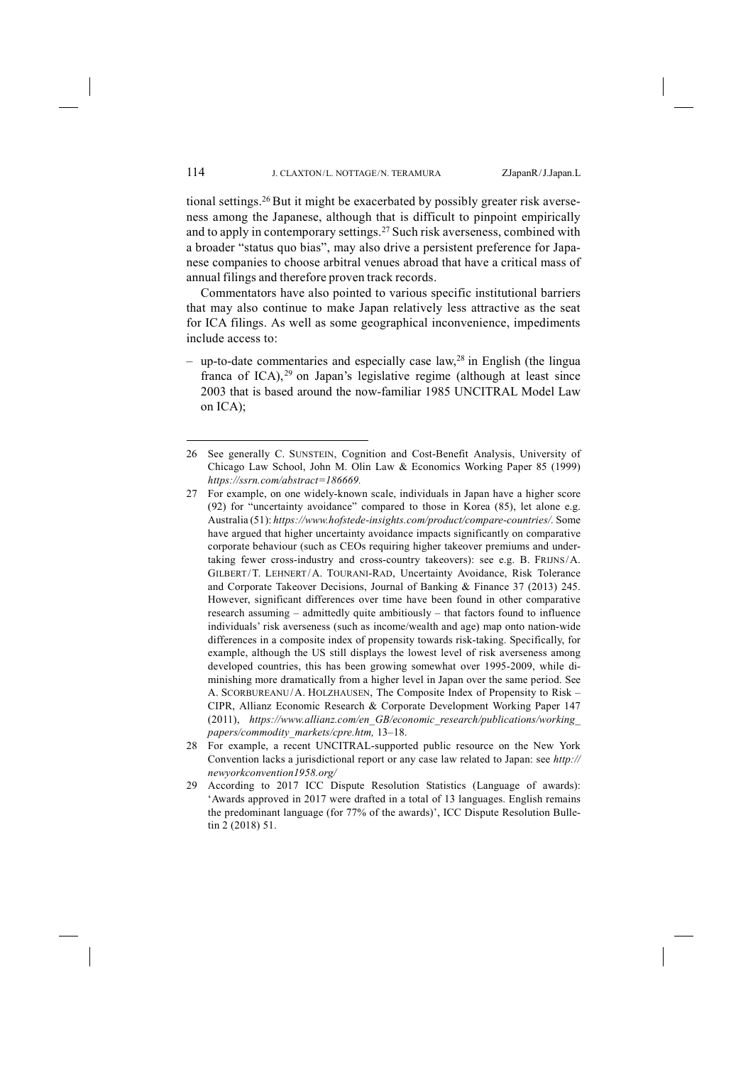tional settings.[26] But it might be exacerbated by possibly greater risk averseness among the Japanese, although that is difficult to pinpoint empirically and to apply in contemporary settings.[27] Such risk averseness, combined with a broader "status quo bias", may also drive a persistent preference for Japanese companies to choose arbitral venues abroad that have a critical mass of annual filings and therefore proven track records.

Commentators have also pointed to various specific institutional barriers that may also continue to make Japan relatively less attractive as the seat for ICA filings. As well as some geographical inconvenience, impediments include access to:

- up-to-date commentaries and especially case law,[28] in English (the lingua franca of ICA),[29] on Japan's legislative regime (although at least since 2003 that is based around the now-familiar 1985 UNCITRAL Model Law on ICA);

---

26 See generally C. SUNSTEIN, Cognition and Cost-Benefit Analysis, University of Chicago Law School, John M. Olin Law & Economics Working Paper 85 (1999) *https://ssrn.com/abstract=186669.*

27 For example, on one widely-known scale, individuals in Japan have a higher score (92) for "uncertainty avoidance" compared to those in Korea (85), let alone e.g. Australia (51): *https://www.hofstede-insights.com/product/compare-countries/*. Some have argued that higher uncertainty avoidance impacts significantly on comparative corporate behaviour (such as CEOs requiring higher takeover premiums and undertaking fewer cross-industry and cross-country takeovers): see e.g. B. FRIJNS/A. GILBERT/T. LEHNERT/A. TOURANI-RAD, Uncertainty Avoidance, Risk Tolerance and Corporate Takeover Decisions, Journal of Banking & Finance 37 (2013) 245. However, significant differences over time have been found in other comparative research assuming – admittedly quite ambitiously – that factors found to influence individuals' risk averseness (such as income/wealth and age) map onto nation-wide differences in a composite index of propensity towards risk-taking. Specifically, for example, although the US still displays the lowest level of risk averseness among developed countries, this has been growing somewhat over 1995-2009, while diminishing more dramatically from a higher level in Japan over the same period. See A. SCORBUREANU/A. HOLZHAUSEN, The Composite Index of Propensity to Risk – CIPR, Allianz Economic Research & Corporate Development Working Paper 147 (2011), *https://www.allianz.com/en_GB/economic_research/publications/working_papers/commodity_markets/cpre.htm,* 13–18.

28 For example, a recent UNCITRAL-supported public resource on the New York Convention lacks a jurisdictional report or any case law related to Japan: see *http://newyorkconvention1958.org/*

29 According to 2017 ICC Dispute Resolution Statistics (Language of awards): 'Awards approved in 2017 were drafted in a total of 13 languages. English remains the predominant language (for 77% of the awards)', ICC Dispute Resolution Bulletin 2 (2018) 51.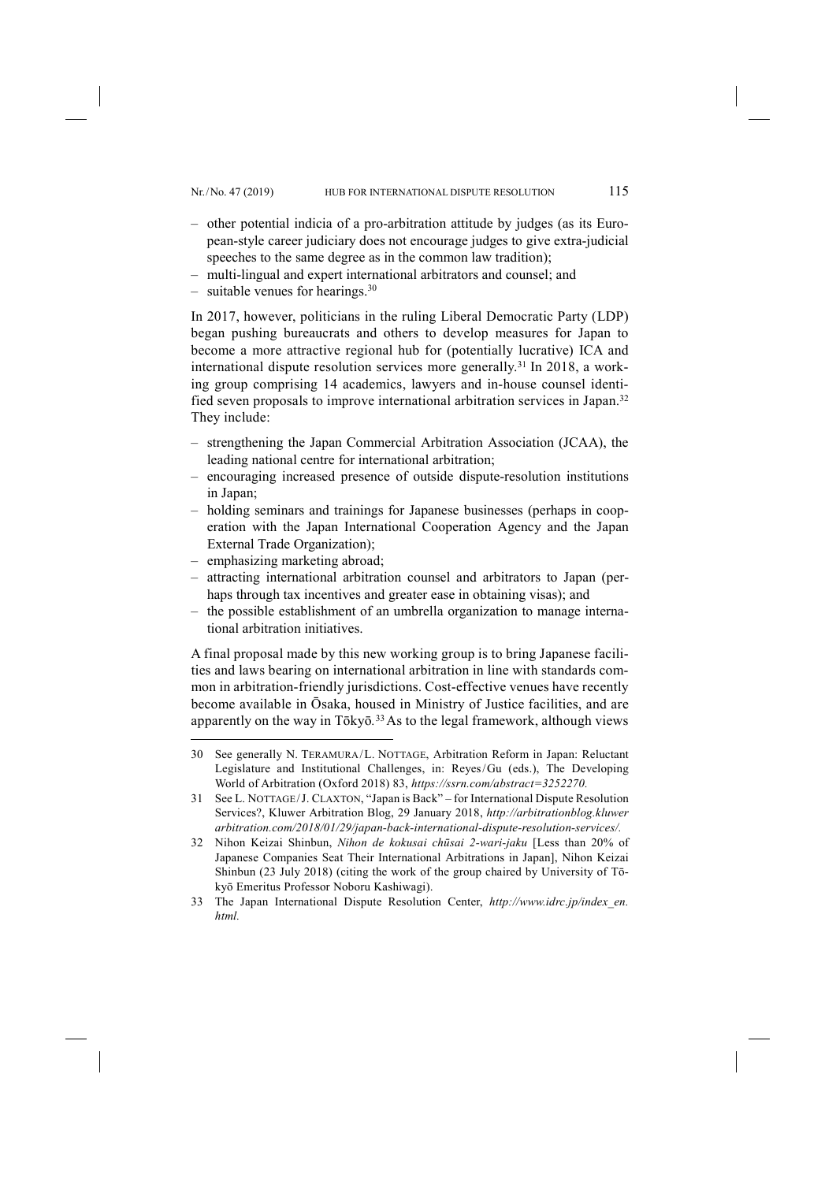- other potential indicia of a pro-arbitration attitude by judges (as its European-style career judiciary does not encourage judges to give extra-judicial speeches to the same degree as in the common law tradition);
- multi-lingual and expert international arbitrators and counsel; and
- suitable venues for hearings.[30]

In 2017, however, politicians in the ruling Liberal Democratic Party (LDP) began pushing bureaucrats and others to develop measures for Japan to become a more attractive regional hub for (potentially lucrative) ICA and international dispute resolution services more generally.[31] In 2018, a working group comprising 14 academics, lawyers and in-house counsel identified seven proposals to improve international arbitration services in Japan.[32] They include:

- strengthening the Japan Commercial Arbitration Association (JCAA), the leading national centre for international arbitration;
- encouraging increased presence of outside dispute-resolution institutions in Japan;
- holding seminars and trainings for Japanese businesses (perhaps in cooperation with the Japan International Cooperation Agency and the Japan External Trade Organization);
- emphasizing marketing abroad;
- attracting international arbitration counsel and arbitrators to Japan (perhaps through tax incentives and greater ease in obtaining visas); and
- the possible establishment of an umbrella organization to manage international arbitration initiatives.

A final proposal made by this new working group is to bring Japanese facilities and laws bearing on international arbitration in line with standards common in arbitration-friendly jurisdictions. Cost-effective venues have recently become available in Ōsaka, housed in Ministry of Justice facilities, and are apparently on the way in Tōkyō.[33] As to the legal framework, although views

---

30 See generally N. TERAMURA / L. NOTTAGE, Arbitration Reform in Japan: Reluctant Legislature and Institutional Challenges, in: Reyes / Gu (eds.), The Developing World of Arbitration (Oxford 2018) 83, *https://ssrn.com/abstract=3252270.*

31 See L. NOTTAGE / J. CLAXTON, "Japan is Back" – for International Dispute Resolution Services?, Kluwer Arbitration Blog, 29 January 2018, *http://arbitrationblog.kluwerarbitration.com/2018/01/29/japan-back-international-dispute-resolution-services/.*

32 Nihon Keizai Shinbun, *Nihon de kokusai chūsai 2-wari-jaku* [Less than 20% of Japanese Companies Seat Their International Arbitrations in Japan], Nihon Keizai Shinbun (23 July 2018) (citing the work of the group chaired by University of Tōkyō Emeritus Professor Noboru Kashiwagi).

33 The Japan International Dispute Resolution Center, *http://www.idrc.jp/index_en.html.*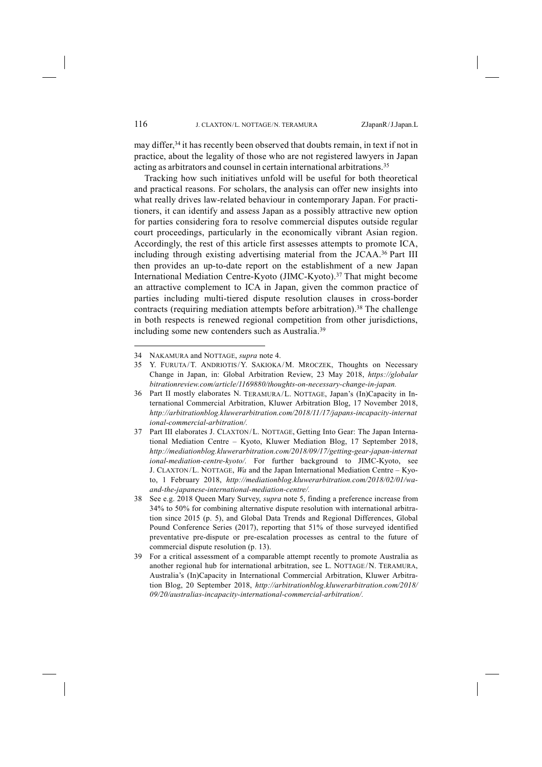may differ,[34] it has recently been observed that doubts remain, in text if not in practice, about the legality of those who are not registered lawyers in Japan acting as arbitrators and counsel in certain international arbitrations.[35]

Tracking how such initiatives unfold will be useful for both theoretical and practical reasons. For scholars, the analysis can offer new insights into what really drives law-related behaviour in contemporary Japan. For practitioners, it can identify and assess Japan as a possibly attractive new option for parties considering fora to resolve commercial disputes outside regular court proceedings, particularly in the economically vibrant Asian region. Accordingly, the rest of this article first assesses attempts to promote ICA, including through existing advertising material from the JCAA.[36] Part III then provides an up-to-date report on the establishment of a new Japan International Mediation Centre-Kyoto (JIMC-Kyoto).[37] That might become an attractive complement to ICA in Japan, given the common practice of parties including multi-tiered dispute resolution clauses in cross-border contracts (requiring mediation attempts before arbitration).[38] The challenge in both respects is renewed regional competition from other jurisdictions, including some new contenders such as Australia.[39]

---

34 NAKAMURA and NOTTAGE, *supra* note 4.

35 Y. FURUTA/T. ANDRIOTIS/Y. SAKIOKA/M. MROCZEK, Thoughts on Necessary Change in Japan, in: Global Arbitration Review, 23 May 2018, *https://globalarbitrationreview.com/article/1169880/thoughts-on-necessary-change-in-japan.*

36 Part II mostly elaborates N. TERAMURA/L. NOTTAGE, Japan's (In)Capacity in International Commercial Arbitration, Kluwer Arbitration Blog, 17 November 2018, *http://arbitrationblog.kluwerarbitration.com/2018/11/17/japans-incapacity-international-commercial-arbitration/.*

37 Part III elaborates J. CLAXTON/L. NOTTAGE, Getting Into Gear: The Japan International Mediation Centre – Kyoto, Kluwer Mediation Blog, 17 September 2018, *http://mediationblog.kluwerarbitration.com/2018/09/17/getting-gear-japan-international-mediation-centre-kyoto/.* For further background to JIMC-Kyoto, see J. CLAXTON/L. NOTTAGE, *Wa* and the Japan International Mediation Centre – Kyoto, 1 February 2018, *http://mediationblog.kluwerarbitration.com/2018/02/01/wa-and-the-japanese-international-mediation-centre/.*

38 See e.g. 2018 Queen Mary Survey, *supra* note 5, finding a preference increase from 34% to 50% for combining alternative dispute resolution with international arbitration since 2015 (p. 5), and Global Data Trends and Regional Differences, Global Pound Conference Series (2017), reporting that 51% of those surveyed identified preventative pre-dispute or pre-escalation processes as central to the future of commercial dispute resolution (p. 13).

39 For a critical assessment of a comparable attempt recently to promote Australia as another regional hub for international arbitration, see L. NOTTAGE/N. TERAMURA, Australia's (In)Capacity in International Commercial Arbitration, Kluwer Arbitration Blog, 20 September 2018, *http://arbitrationblog.kluwerarbitration.com/2018/09/20/australias-incapacity-international-commercial-arbitration/.*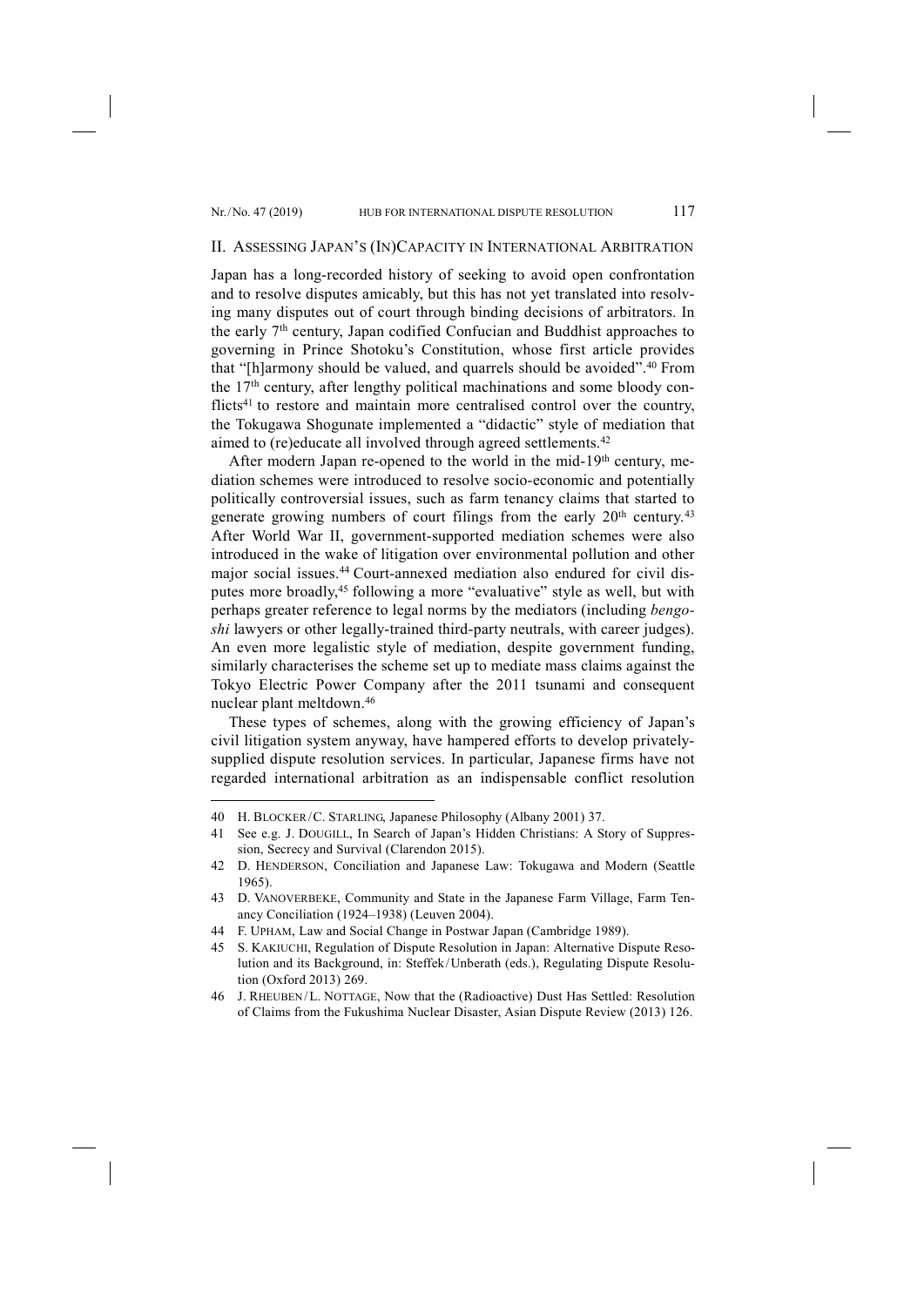## II. Assessing Japan's (In)Capacity in International Arbitration

Japan has a long-recorded history of seeking to avoid open confrontation and to resolve disputes amicably, but this has not yet translated into resolving many disputes out of court through binding decisions of arbitrators. In the early 7th century, Japan codified Confucian and Buddhist approaches to governing in Prince Shotoku's Constitution, whose first article provides that "[h]armony should be valued, and quarrels should be avoided".[40] From the 17th century, after lengthy political machinations and some bloody conflicts[41] to restore and maintain more centralised control over the country, the Tokugawa Shogunate implemented a "didactic" style of mediation that aimed to (re)educate all involved through agreed settlements.[42]

After modern Japan re-opened to the world in the mid-19th century, mediation schemes were introduced to resolve socio-economic and potentially politically controversial issues, such as farm tenancy claims that started to generate growing numbers of court filings from the early 20th century.[43] After World War II, government-supported mediation schemes were also introduced in the wake of litigation over environmental pollution and other major social issues.[44] Court-annexed mediation also endured for civil disputes more broadly,[45] following a more "evaluative" style as well, but with perhaps greater reference to legal norms by the mediators (including *bengoshi* lawyers or other legally-trained third-party neutrals, with career judges). An even more legalistic style of mediation, despite government funding, similarly characterises the scheme set up to mediate mass claims against the Tokyo Electric Power Company after the 2011 tsunami and consequent nuclear plant meltdown.[46]

These types of schemes, along with the growing efficiency of Japan's civil litigation system anyway, have hampered efforts to develop privately-supplied dispute resolution services. In particular, Japanese firms have not regarded international arbitration as an indispensable conflict resolution

---

40 H. Blocker/C. Starling, Japanese Philosophy (Albany 2001) 37.

41 See e.g. J. Dougill, In Search of Japan's Hidden Christians: A Story of Suppression, Secrecy and Survival (Clarendon 2015).

42 D. Henderson, Conciliation and Japanese Law: Tokugawa and Modern (Seattle 1965).

43 D. Vanoverbeke, Community and State in the Japanese Farm Village, Farm Tenancy Conciliation (1924–1938) (Leuven 2004).

44 F. Upham, Law and Social Change in Postwar Japan (Cambridge 1989).

45 S. Kakiuchi, Regulation of Dispute Resolution in Japan: Alternative Dispute Resolution and its Background, in: Steffek/Unberath (eds.), Regulating Dispute Resolution (Oxford 2013) 269.

46 J. Rheuben/L. Nottage, Now that the (Radioactive) Dust Has Settled: Resolution of Claims from the Fukushima Nuclear Disaster, Asian Dispute Review (2013) 126.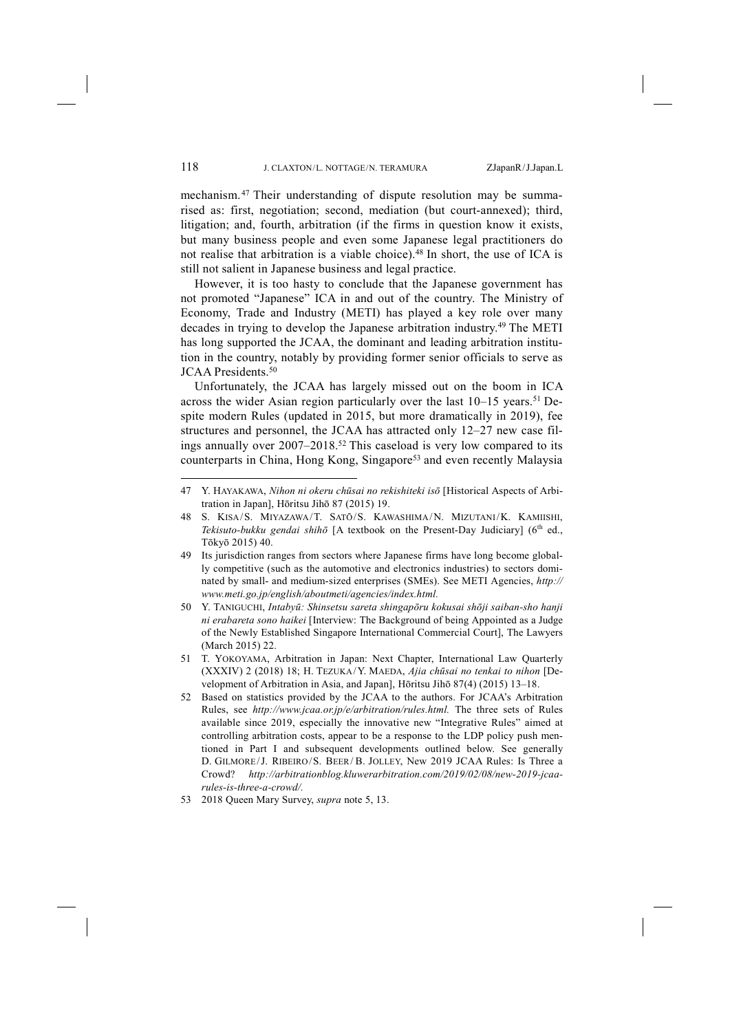mechanism.[47] Their understanding of dispute resolution may be summarised as: first, negotiation; second, mediation (but court-annexed); third, litigation; and, fourth, arbitration (if the firms in question know it exists, but many business people and even some Japanese legal practitioners do not realise that arbitration is a viable choice).[48] In short, the use of ICA is still not salient in Japanese business and legal practice.

However, it is too hasty to conclude that the Japanese government has not promoted "Japanese" ICA in and out of the country. The Ministry of Economy, Trade and Industry (METI) has played a key role over many decades in trying to develop the Japanese arbitration industry.[49] The METI has long supported the JCAA, the dominant and leading arbitration institution in the country, notably by providing former senior officials to serve as JCAA Presidents.[50]

Unfortunately, the JCAA has largely missed out on the boom in ICA across the wider Asian region particularly over the last 10–15 years.[51] Despite modern Rules (updated in 2015, but more dramatically in 2019), fee structures and personnel, the JCAA has attracted only 12–27 new case filings annually over 2007–2018.[52] This caseload is very low compared to its counterparts in China, Hong Kong, Singapore[53] and even recently Malaysia

---

47 Y. HAYAKAWA, *Nihon ni okeru chūsai no rekishiteki isō* [Historical Aspects of Arbitration in Japan], Hōritsu Jihō 87 (2015) 19.

48 S. KISA/S. MIYAZAWA/T. SATŌ/S. KAWASHIMA/N. MIZUTANI/K. KAMIISHI, *Tekisuto-bukku gendai shihō* [A textbook on the Present-Day Judiciary] (6th ed., Tōkyō 2015) 40.

49 Its jurisdiction ranges from sectors where Japanese firms have long become globally competitive (such as the automotive and electronics industries) to sectors dominated by small- and medium-sized enterprises (SMEs). See METI Agencies, *http://www.meti.go.jp/english/aboutmeti/agencies/index.html.*

50 Y. TANIGUCHI, *Intabyū: Shinsetsu sareta shingapōru kokusai shōji saiban-sho hanji ni erabareta sono haikei* [Interview: The Background of being Appointed as a Judge of the Newly Established Singapore International Commercial Court], The Lawyers (March 2015) 22.

51 T. YOKOYAMA, Arbitration in Japan: Next Chapter, International Law Quarterly (XXXIV) 2 (2018) 18; H. TEZUKA/Y. MAEDA, *Ajia chūsai no tenkai to nihon* [Development of Arbitration in Asia, and Japan], Hōritsu Jihō 87(4) (2015) 13–18.

52 Based on statistics provided by the JCAA to the authors. For JCAA's Arbitration Rules, see *http://www.jcaa.or.jp/e/arbitration/rules.html.* The three sets of Rules available since 2019, especially the innovative new "Integrative Rules" aimed at controlling arbitration costs, appear to be a response to the LDP policy push mentioned in Part I and subsequent developments outlined below. See generally D. GILMORE/J. RIBEIRO/S. BEER/B. JOLLEY, New 2019 JCAA Rules: Is Three a Crowd? *http://arbitrationblog.kluwerarbitration.com/2019/02/08/new-2019-jcaa-rules-is-three-a-crowd/.*

53 2018 Queen Mary Survey, *supra* note 5, 13.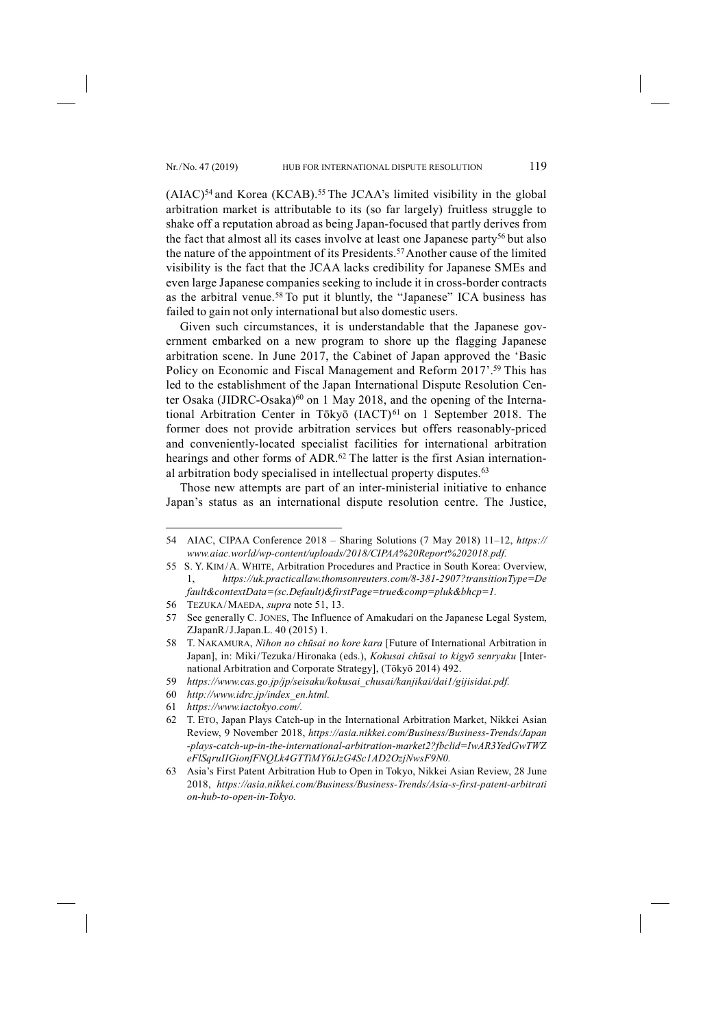(AIAC)[54] and Korea (KCAB).[55] The JCAA's limited visibility in the global arbitration market is attributable to its (so far largely) fruitless struggle to shake off a reputation abroad as being Japan-focused that partly derives from the fact that almost all its cases involve at least one Japanese party[56] but also the nature of the appointment of its Presidents.[57] Another cause of the limited visibility is the fact that the JCAA lacks credibility for Japanese SMEs and even large Japanese companies seeking to include it in cross-border contracts as the arbitral venue.[58] To put it bluntly, the "Japanese" ICA business has failed to gain not only international but also domestic users.

Given such circumstances, it is understandable that the Japanese government embarked on a new program to shore up the flagging Japanese arbitration scene. In June 2017, the Cabinet of Japan approved the 'Basic Policy on Economic and Fiscal Management and Reform 2017'.[59] This has led to the establishment of the Japan International Dispute Resolution Center Osaka (JIDRC-Osaka)[60] on 1 May 2018, and the opening of the International Arbitration Center in Tōkyō (IACT)[61] on 1 September 2018. The former does not provide arbitration services but offers reasonably-priced and conveniently-located specialist facilities for international arbitration hearings and other forms of ADR.[62] The latter is the first Asian international arbitration body specialised in intellectual property disputes.[63]

Those new attempts are part of an inter-ministerial initiative to enhance Japan's status as an international dispute resolution centre. The Justice,

---

54 AIAC, CIPAA Conference 2018 – Sharing Solutions (7 May 2018) 11–12, *https://www.aiac.world/wp-content/uploads/2018/CIPAA%20Report%202018.pdf.*

55 S. Y. KIM / A. WHITE, Arbitration Procedures and Practice in South Korea: Overview, 1, *https://uk.practicallaw.thomsonreuters.com/8-381-2907?transitionType=Default&contextData=(sc.Default)&firstPage=true&comp=pluk&bhcp=1.*

56 TEZUKA / MAEDA, *supra* note 51, 13.

57 See generally C. JONES, The Influence of Amakudari on the Japanese Legal System, ZJapanR / J.Japan.L. 40 (2015) 1.

58 T. NAKAMURA, *Nihon no chūsai no kore kara* [Future of International Arbitration in Japan], in: Miki / Tezuka / Hironaka (eds.), *Kokusai chūsai to kigyō senryaku* [International Arbitration and Corporate Strategy], (Tōkyō 2014) 492.

59 *https://www.cas.go.jp/jp/seisaku/kokusai_chusai/kanjikai/dai1/gijisidai.pdf.*

60 *http://www.idrc.jp/index_en.html.*

61 *https://www.iactokyo.com/.*

62 T. ETO, Japan Plays Catch-up in the International Arbitration Market, Nikkei Asian Review, 9 November 2018, *https://asia.nikkei.com/Business/Business-Trends/Japan-plays-catch-up-in-the-international-arbitration-market2?fbclid=IwAR3YedGwTWZeFlSqruIIGionfFNQLk4GTTiMY6iJzG4Sc1AD2OzjNwsF9N0.*

63 Asia's First Patent Arbitration Hub to Open in Tokyo, Nikkei Asian Review, 28 June 2018, *https://asia.nikkei.com/Business/Business-Trends/Asia-s-first-patent-arbitration-hub-to-open-in-Tokyo.*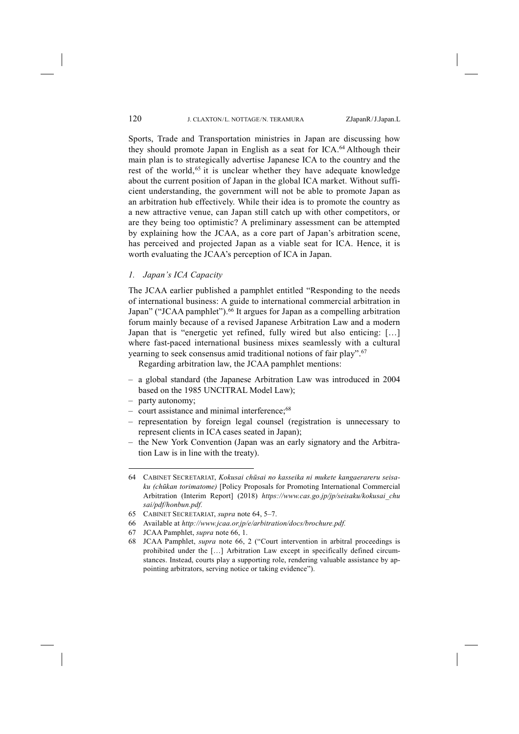Sports, Trade and Transportation ministries in Japan are discussing how they should promote Japan in English as a seat for ICA.[64] Although their main plan is to strategically advertise Japanese ICA to the country and the rest of the world,[65] it is unclear whether they have adequate knowledge about the current position of Japan in the global ICA market. Without sufficient understanding, the government will not be able to promote Japan as an arbitration hub effectively. While their idea is to promote the country as a new attractive venue, can Japan still catch up with other competitors, or are they being too optimistic? A preliminary assessment can be attempted by explaining how the JCAA, as a core part of Japan's arbitration scene, has perceived and projected Japan as a viable seat for ICA. Hence, it is worth evaluating the JCAA's perception of ICA in Japan.

### *1. Japan's ICA Capacity*

The JCAA earlier published a pamphlet entitled "Responding to the needs of international business: A guide to international commercial arbitration in Japan" ("JCAA pamphlet").[66] It argues for Japan as a compelling arbitration forum mainly because of a revised Japanese Arbitration Law and a modern Japan that is "energetic yet refined, fully wired but also enticing: […] where fast-paced international business mixes seamlessly with a cultural yearning to seek consensus amid traditional notions of fair play".[67]

Regarding arbitration law, the JCAA pamphlet mentions:

- a global standard (the Japanese Arbitration Law was introduced in 2004 based on the 1985 UNCITRAL Model Law);
- party autonomy;
- court assistance and minimal interference;[68]
- representation by foreign legal counsel (registration is unnecessary to represent clients in ICA cases seated in Japan);
- the New York Convention (Japan was an early signatory and the Arbitration Law is in line with the treaty).

---

64 CABINET SECRETARIAT, *Kokusai chūsai no kasseika ni mukete kangaerareru seisaku (chūkan torimatome)* [Policy Proposals for Promoting International Commercial Arbitration (Interim Report] (2018) *https://www.cas.go.jp/jp/seisaku/kokusai_chusai/pdf/honbun.pdf.*

65 CABINET SECRETARIAT, *supra* note 64, 5–7.

66 Available at *http://www.jcaa.or.jp/e/arbitration/docs/brochure.pdf.*

67 JCAA Pamphlet, *supra* note 66, 1.

68 JCAA Pamphlet, *supra* note 66, 2 ("Court intervention in arbitral proceedings is prohibited under the […] Arbitration Law except in specifically defined circumstances. Instead, courts play a supporting role, rendering valuable assistance by appointing arbitrators, serving notice or taking evidence").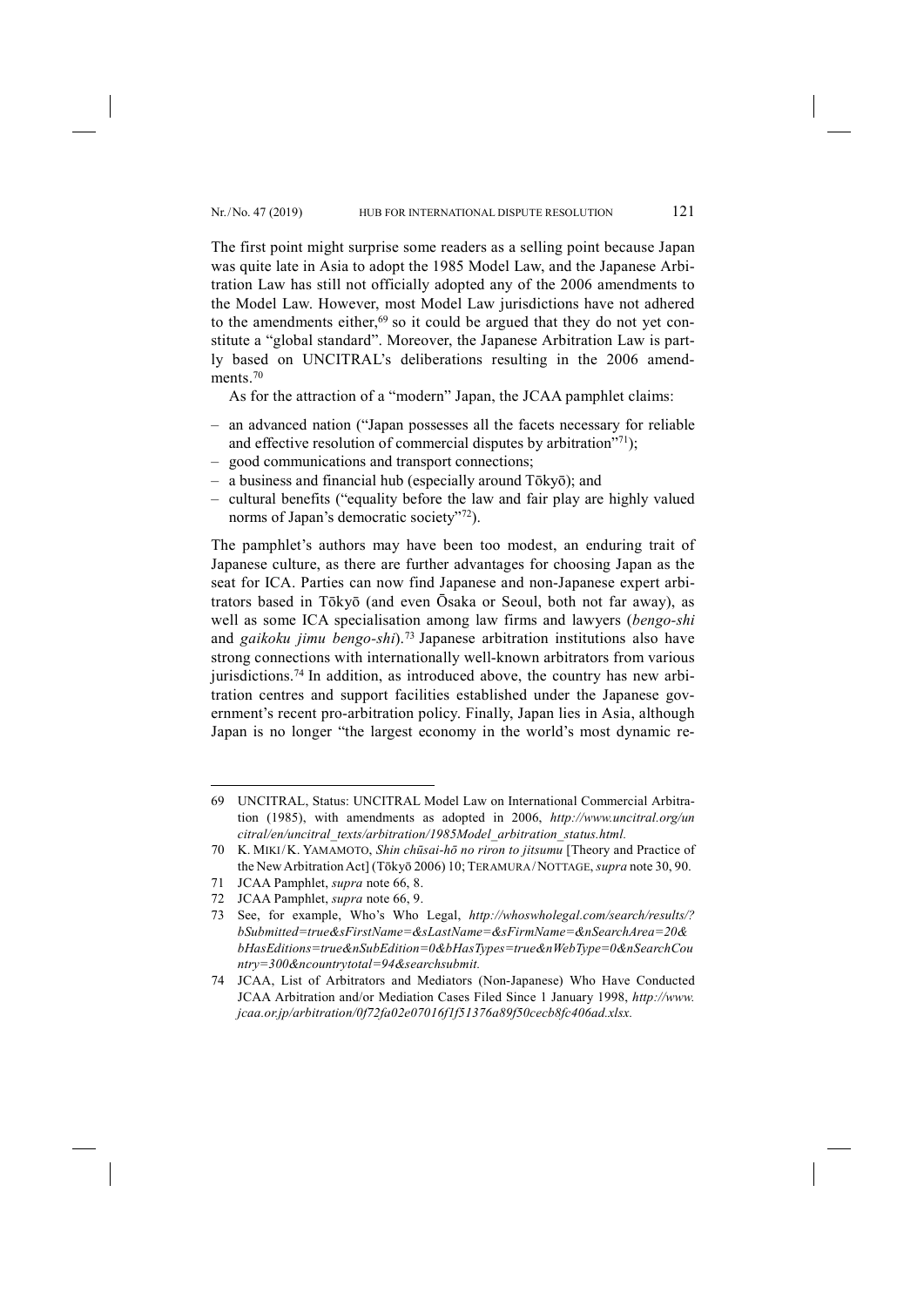The first point might surprise some readers as a selling point because Japan was quite late in Asia to adopt the 1985 Model Law, and the Japanese Arbitration Law has still not officially adopted any of the 2006 amendments to the Model Law. However, most Model Law jurisdictions have not adhered to the amendments either,[69] so it could be argued that they do not yet constitute a "global standard". Moreover, the Japanese Arbitration Law is partly based on UNCITRAL's deliberations resulting in the 2006 amendments.[70]

As for the attraction of a "modern" Japan, the JCAA pamphlet claims:

- an advanced nation ("Japan possesses all the facets necessary for reliable and effective resolution of commercial disputes by arbitration"[71]);
- good communications and transport connections;
- a business and financial hub (especially around Tōkyō); and
- cultural benefits ("equality before the law and fair play are highly valued norms of Japan's democratic society"[72]).

The pamphlet's authors may have been too modest, an enduring trait of Japanese culture, as there are further advantages for choosing Japan as the seat for ICA. Parties can now find Japanese and non-Japanese expert arbitrators based in Tōkyō (and even Ōsaka or Seoul, both not far away), as well as some ICA specialisation among law firms and lawyers (*bengo-shi* and *gaikoku jimu bengo-shi*).[73] Japanese arbitration institutions also have strong connections with internationally well-known arbitrators from various jurisdictions.[74] In addition, as introduced above, the country has new arbitration centres and support facilities established under the Japanese government's recent pro-arbitration policy. Finally, Japan lies in Asia, although Japan is no longer "the largest economy in the world's most dynamic re-

---

69 UNCITRAL, Status: UNCITRAL Model Law on International Commercial Arbitration (1985), with amendments as adopted in 2006, *http://www.uncitral.org/uncitral/en/uncitral_texts/arbitration/1985Model_arbitration_status.html.*

70 K. MIKI / K. YAMAMOTO, *Shin chūsai-hō no riron to jitsumu* [Theory and Practice of the New Arbitration Act] (Tōkyō 2006) 10; TERAMURA / NOTTAGE, *supra* note 30, 90.

71 JCAA Pamphlet, *supra* note 66, 8.

72 JCAA Pamphlet, *supra* note 66, 9.

73 See, for example, Who's Who Legal, *http://whoswholegal.com/search/results/?bSubmitted=true&sFirstName=&sLastName=&sFirmName=&nSearchArea=20&bHasEditions=true&nSubEdition=0&bHasTypes=true&nWebType=0&nSearchCountry=300&ncountrytotal=94&searchsubmit.*

74 JCAA, List of Arbitrators and Mediators (Non-Japanese) Who Have Conducted JCAA Arbitration and/or Mediation Cases Filed Since 1 January 1998, *http://www.jcaa.or.jp/arbitration/0f72fa02e07016f1f51376a89f50cecb8fc406ad.xlsx.*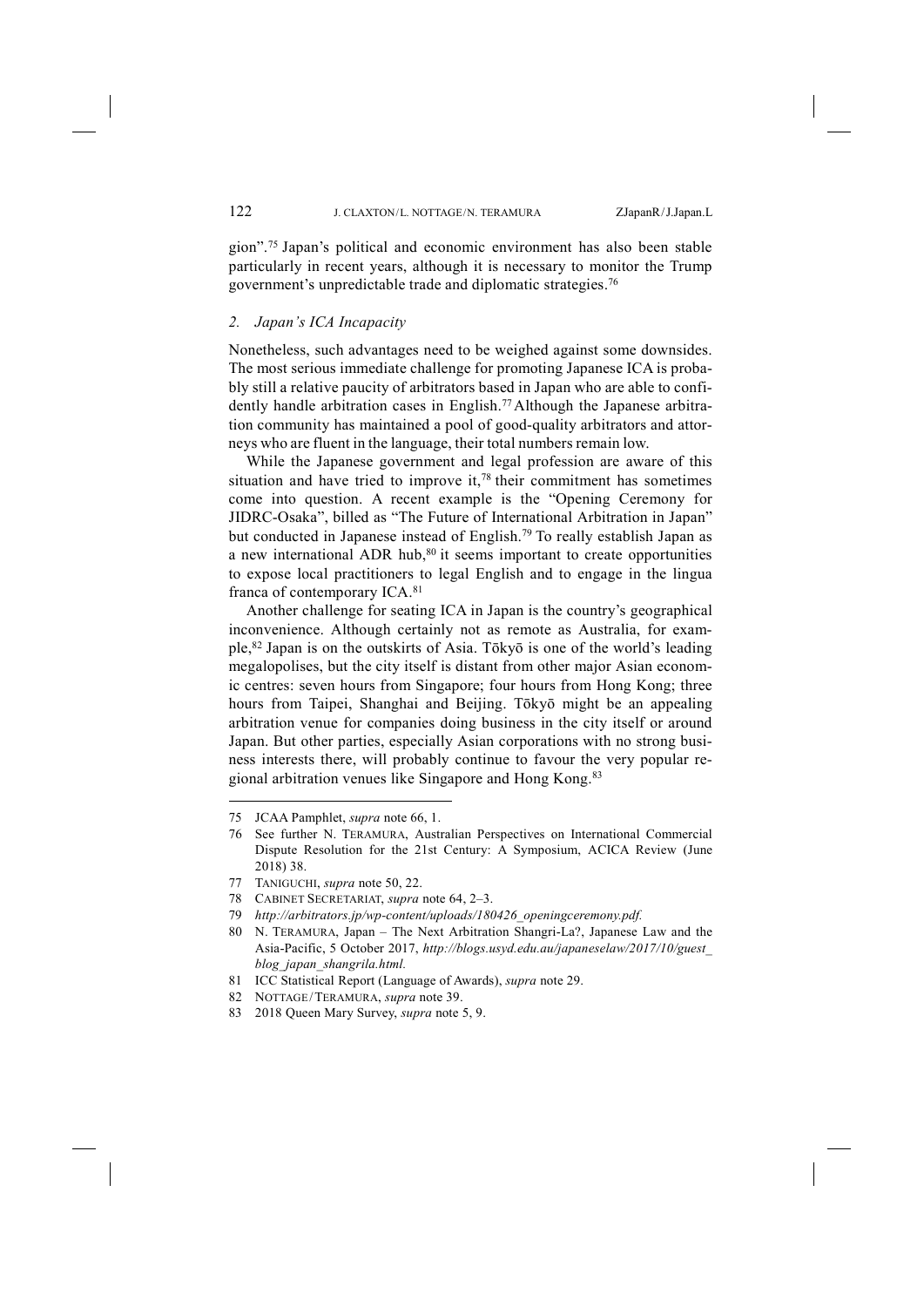gion".[75] Japan's political and economic environment has also been stable particularly in recent years, although it is necessary to monitor the Trump government's unpredictable trade and diplomatic strategies.[76]

### *2. Japan's ICA Incapacity*

Nonetheless, such advantages need to be weighed against some downsides. The most serious immediate challenge for promoting Japanese ICA is probably still a relative paucity of arbitrators based in Japan who are able to confidently handle arbitration cases in English.[77] Although the Japanese arbitration community has maintained a pool of good-quality arbitrators and attorneys who are fluent in the language, their total numbers remain low.

While the Japanese government and legal profession are aware of this situation and have tried to improve it,[78] their commitment has sometimes come into question. A recent example is the "Opening Ceremony for JIDRC-Osaka", billed as "The Future of International Arbitration in Japan" but conducted in Japanese instead of English.[79] To really establish Japan as a new international ADR hub,[80] it seems important to create opportunities to expose local practitioners to legal English and to engage in the lingua franca of contemporary ICA.[81]

Another challenge for seating ICA in Japan is the country's geographical inconvenience. Although certainly not as remote as Australia, for example,[82] Japan is on the outskirts of Asia. Tōkyō is one of the world's leading megalopolises, but the city itself is distant from other major Asian economic centres: seven hours from Singapore; four hours from Hong Kong; three hours from Taipei, Shanghai and Beijing. Tōkyō might be an appealing arbitration venue for companies doing business in the city itself or around Japan. But other parties, especially Asian corporations with no strong business interests there, will probably continue to favour the very popular regional arbitration venues like Singapore and Hong Kong.[83]

---

75 JCAA Pamphlet, *supra* note 66, 1.

76 See further N. TERAMURA, Australian Perspectives on International Commercial Dispute Resolution for the 21st Century: A Symposium, ACICA Review (June 2018) 38.

77 TANIGUCHI, *supra* note 50, 22.

78 CABINET SECRETARIAT, *supra* note 64, 2–3.

79 *http://arbitrators.jp/wp-content/uploads/180426_openingceremony.pdf.*

80 N. TERAMURA, Japan – The Next Arbitration Shangri-La?, Japanese Law and the Asia-Pacific, 5 October 2017, *http://blogs.usyd.edu.au/japaneselaw/2017/10/guest_blog_japan_shangrila.html.*

81 ICC Statistical Report (Language of Awards), *supra* note 29.

82 NOTTAGE/TERAMURA, *supra* note 39.

83 2018 Queen Mary Survey, *supra* note 5, 9.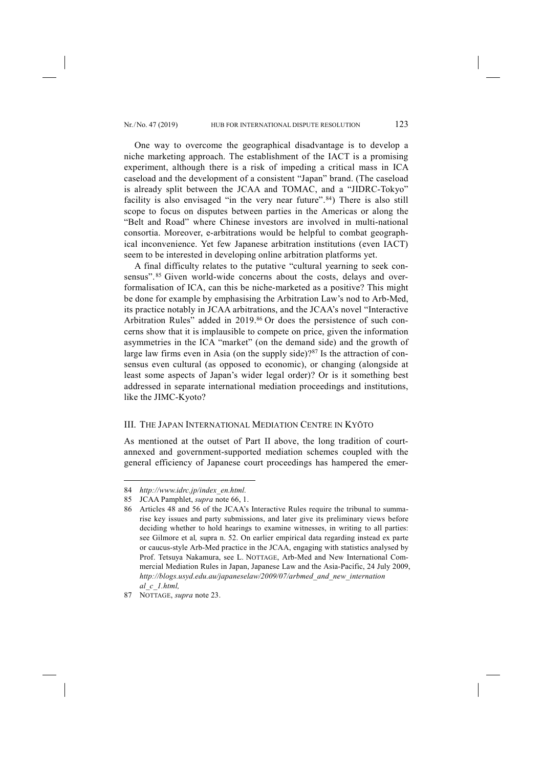One way to overcome the geographical disadvantage is to develop a niche marketing approach. The establishment of the IACT is a promising experiment, although there is a risk of impeding a critical mass in ICA caseload and the development of a consistent "Japan" brand. (The caseload is already split between the JCAA and TOMAC, and a "JIDRC-Tokyo" facility is also envisaged "in the very near future".[84]) There is also still scope to focus on disputes between parties in the Americas or along the "Belt and Road" where Chinese investors are involved in multi-national consortia. Moreover, e-arbitrations would be helpful to combat geographical inconvenience. Yet few Japanese arbitration institutions (even IACT) seem to be interested in developing online arbitration platforms yet.

A final difficulty relates to the putative "cultural yearning to seek consensus".[85] Given world-wide concerns about the costs, delays and over-formalisation of ICA, can this be niche-marketed as a positive? This might be done for example by emphasising the Arbitration Law's nod to Arb-Med, its practice notably in JCAA arbitrations, and the JCAA's novel "Interactive Arbitration Rules" added in 2019.[86] Or does the persistence of such concerns show that it is implausible to compete on price, given the information asymmetries in the ICA "market" (on the demand side) and the growth of large law firms even in Asia (on the supply side)?[87] Is the attraction of consensus even cultural (as opposed to economic), or changing (alongside at least some aspects of Japan's wider legal order)? Or is it something best addressed in separate international mediation proceedings and institutions, like the JIMC-Kyoto?

## III. The Japan International Mediation Centre in Kyōto

As mentioned at the outset of Part II above, the long tradition of court-annexed and government-supported mediation schemes coupled with the general efficiency of Japanese court proceedings has hampered the emer-

---

84 *http://www.idrc.jp/index_en.html.*

85 JCAA Pamphlet, *supra* note 66, 1.

86 Articles 48 and 56 of the JCAA's Interactive Rules require the tribunal to summarise key issues and party submissions, and later give its preliminary views before deciding whether to hold hearings to examine witnesses, in writing to all parties: see Gilmore et al*,* supra n. 52. On earlier empirical data regarding instead ex parte or caucus-style Arb-Med practice in the JCAA, engaging with statistics analysed by Prof. Tetsuya Nakamura, see L. NOTTAGE, Arb-Med and New International Commercial Mediation Rules in Japan, Japanese Law and the Asia-Pacific, 24 July 2009, *http://blogs.usyd.edu.au/japaneselaw/2009/07/arbmed_and_new_international_c_1.html,*

87 NOTTAGE, *supra* note 23.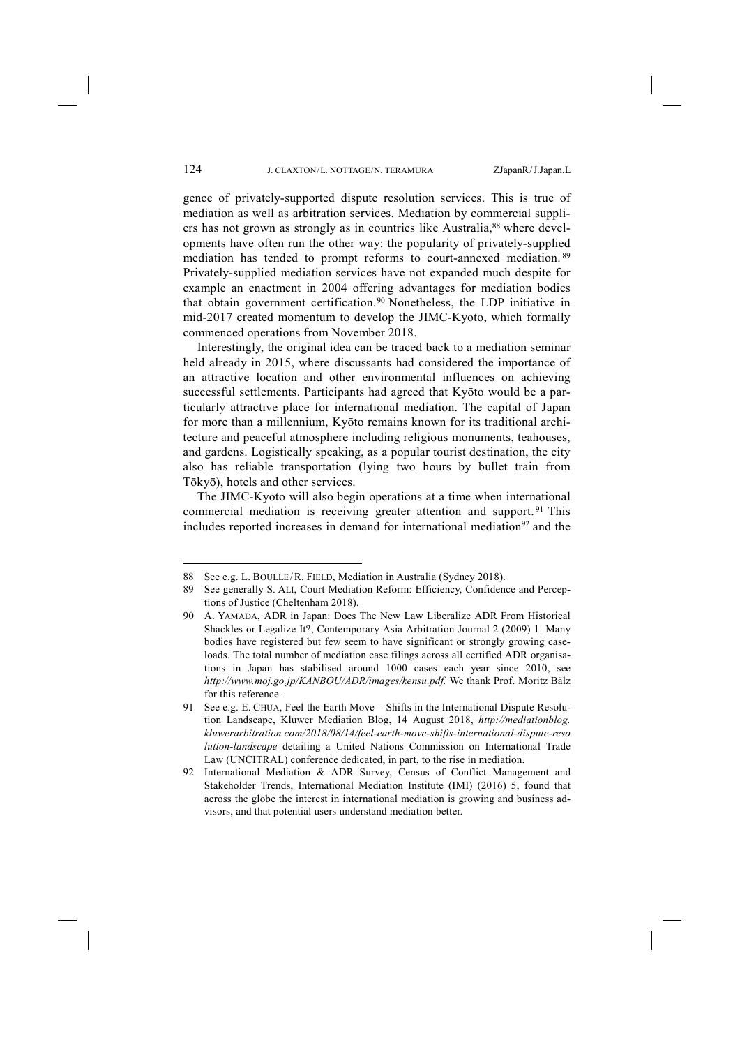gence of privately-supported dispute resolution services. This is true of mediation as well as arbitration services. Mediation by commercial suppliers has not grown as strongly as in countries like Australia,[88] where developments have often run the other way: the popularity of privately-supplied mediation has tended to prompt reforms to court-annexed mediation.[89] Privately-supplied mediation services have not expanded much despite for example an enactment in 2004 offering advantages for mediation bodies that obtain government certification.[90] Nonetheless, the LDP initiative in mid-2017 created momentum to develop the JIMC-Kyoto, which formally commenced operations from November 2018.

Interestingly, the original idea can be traced back to a mediation seminar held already in 2015, where discussants had considered the importance of an attractive location and other environmental influences on achieving successful settlements. Participants had agreed that Kyōto would be a particularly attractive place for international mediation. The capital of Japan for more than a millennium, Kyōto remains known for its traditional architecture and peaceful atmosphere including religious monuments, teahouses, and gardens. Logistically speaking, as a popular tourist destination, the city also has reliable transportation (lying two hours by bullet train from Tōkyō), hotels and other services.

The JIMC-Kyoto will also begin operations at a time when international commercial mediation is receiving greater attention and support.[91] This includes reported increases in demand for international mediation[92] and the

---

88 See e.g. L. BOULLE / R. FIELD, Mediation in Australia (Sydney 2018).

89 See generally S. ALI, Court Mediation Reform: Efficiency, Confidence and Perceptions of Justice (Cheltenham 2018).

90 A. YAMADA, ADR in Japan: Does The New Law Liberalize ADR From Historical Shackles or Legalize It?, Contemporary Asia Arbitration Journal 2 (2009) 1. Many bodies have registered but few seem to have significant or strongly growing caseloads. The total number of mediation case filings across all certified ADR organisations in Japan has stabilised around 1000 cases each year since 2010, see *http://www.moj.go.jp/KANBOU/ADR/images/kensu.pdf.* We thank Prof. Moritz Bälz for this reference.

91 See e.g. E. CHUA, Feel the Earth Move – Shifts in the International Dispute Resolution Landscape, Kluwer Mediation Blog, 14 August 2018, *http://mediationblog.kluwerarbitration.com/2018/08/14/feel-earth-move-shifts-international-dispute-resolution-landscape* detailing a United Nations Commission on International Trade Law (UNCITRAL) conference dedicated, in part, to the rise in mediation.

92 International Mediation & ADR Survey, Census of Conflict Management and Stakeholder Trends, International Mediation Institute (IMI) (2016) 5, found that across the globe the interest in international mediation is growing and business advisors, and that potential users understand mediation better.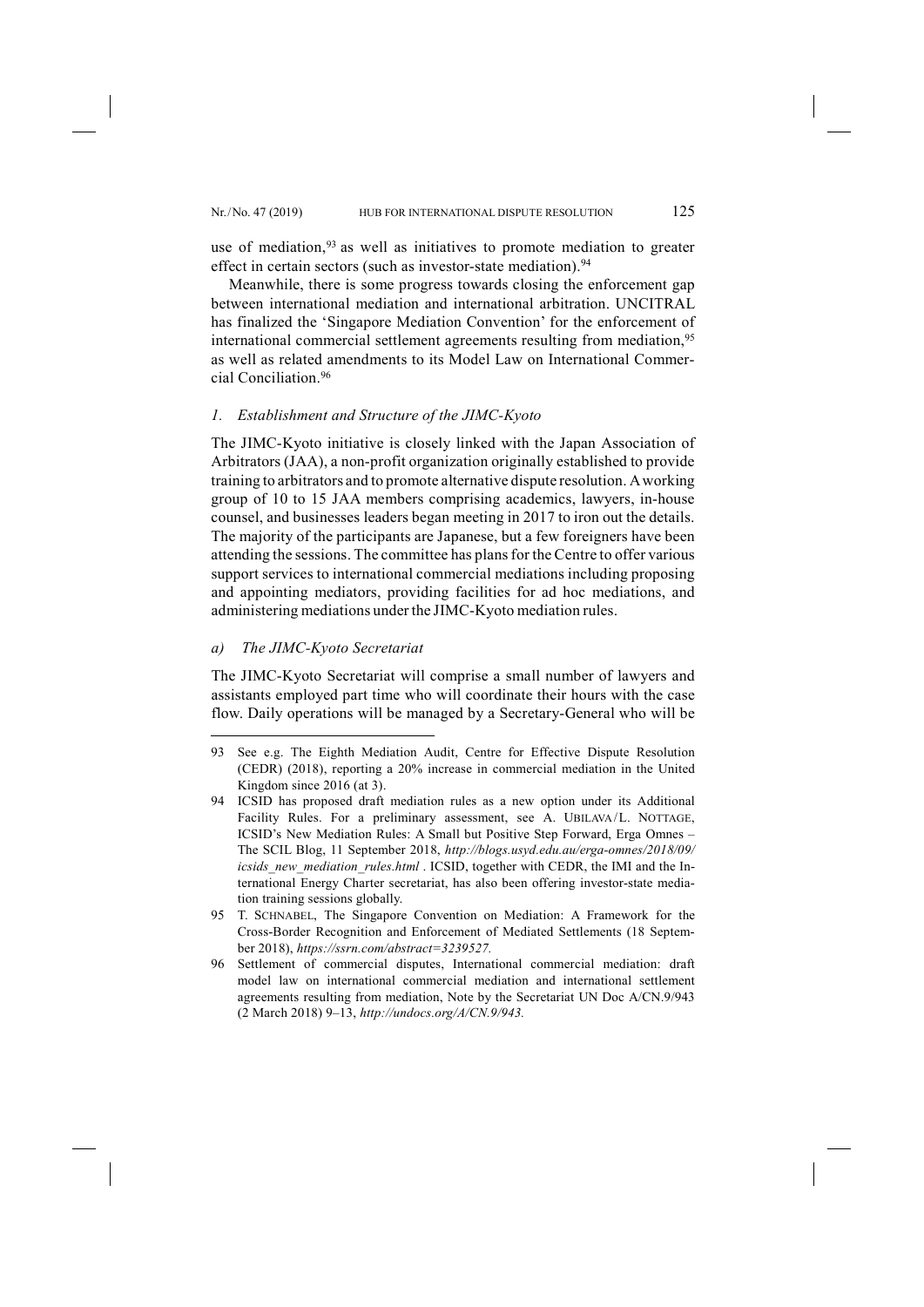use of mediation,[93] as well as initiatives to promote mediation to greater effect in certain sectors (such as investor-state mediation).[94]

Meanwhile, there is some progress towards closing the enforcement gap between international mediation and international arbitration. UNCITRAL has finalized the 'Singapore Mediation Convention' for the enforcement of international commercial settlement agreements resulting from mediation,[95] as well as related amendments to its Model Law on International Commercial Conciliation.[96]

### *1. Establishment and Structure of the JIMC-Kyoto*

The JIMC-Kyoto initiative is closely linked with the Japan Association of Arbitrators (JAA), a non-profit organization originally established to provide training to arbitrators and to promote alternative dispute resolution. A working group of 10 to 15 JAA members comprising academics, lawyers, in-house counsel, and businesses leaders began meeting in 2017 to iron out the details. The majority of the participants are Japanese, but a few foreigners have been attending the sessions. The committee has plans for the Centre to offer various support services to international commercial mediations including proposing and appointing mediators, providing facilities for ad hoc mediations, and administering mediations under the JIMC-Kyoto mediation rules.

#### *a) The JIMC-Kyoto Secretariat*

The JIMC-Kyoto Secretariat will comprise a small number of lawyers and assistants employed part time who will coordinate their hours with the case flow. Daily operations will be managed by a Secretary-General who will be

---

93 See e.g. The Eighth Mediation Audit, Centre for Effective Dispute Resolution (CEDR) (2018), reporting a 20% increase in commercial mediation in the United Kingdom since 2016 (at 3).

94 ICSID has proposed draft mediation rules as a new option under its Additional Facility Rules. For a preliminary assessment, see A. UBILAVA / L. NOTTAGE, ICSID's New Mediation Rules: A Small but Positive Step Forward, Erga Omnes – The SCIL Blog, 11 September 2018, *http://blogs.usyd.edu.au/erga-omnes/2018/09/icsids_new_mediation_rules.html* . ICSID, together with CEDR, the IMI and the International Energy Charter secretariat, has also been offering investor-state mediation training sessions globally.

95 T. SCHNABEL, The Singapore Convention on Mediation: A Framework for the Cross-Border Recognition and Enforcement of Mediated Settlements (18 September 2018), *https://ssrn.com/abstract=3239527.*

96 Settlement of commercial disputes, International commercial mediation: draft model law on international commercial mediation and international settlement agreements resulting from mediation, Note by the Secretariat UN Doc A/CN.9/943 (2 March 2018) 9–13, *http://undocs.org/A/CN.9/943.*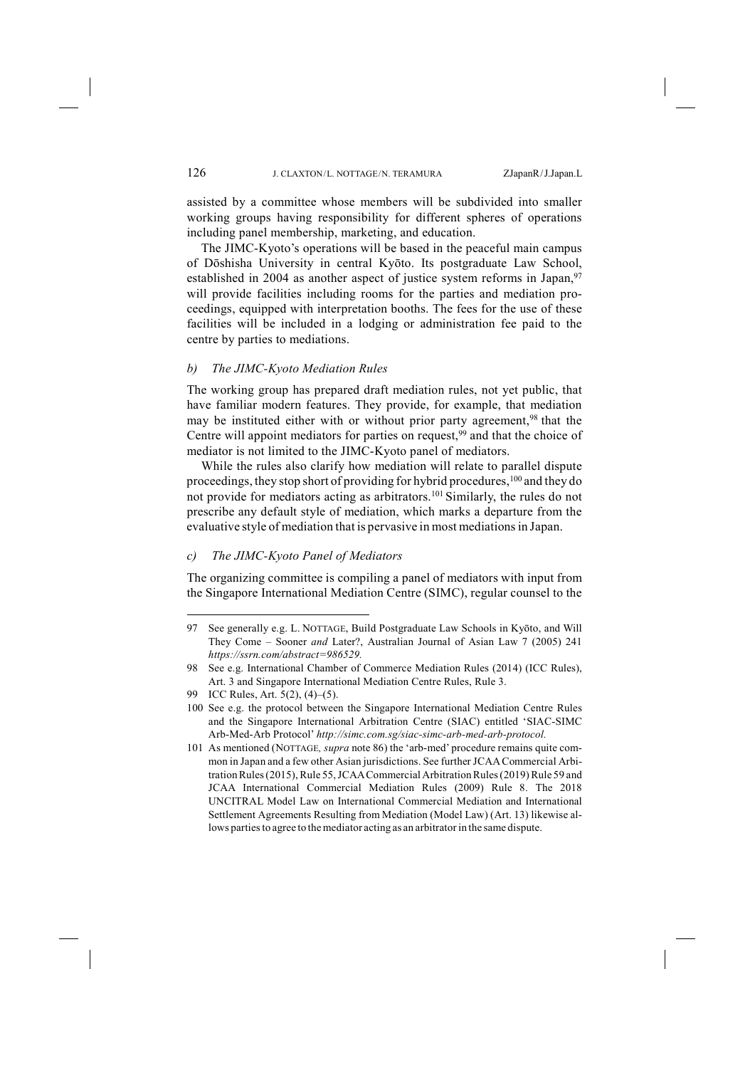assisted by a committee whose members will be subdivided into smaller working groups having responsibility for different spheres of operations including panel membership, marketing, and education.

The JIMC-Kyoto's operations will be based in the peaceful main campus of Dōshisha University in central Kyōto. Its postgraduate Law School, established in 2004 as another aspect of justice system reforms in Japan,[97] will provide facilities including rooms for the parties and mediation proceedings, equipped with interpretation booths. The fees for the use of these facilities will be included in a lodging or administration fee paid to the centre by parties to mediations.

### *b) The JIMC-Kyoto Mediation Rules*

The working group has prepared draft mediation rules, not yet public, that have familiar modern features. They provide, for example, that mediation may be instituted either with or without prior party agreement,[98] that the Centre will appoint mediators for parties on request,[99] and that the choice of mediator is not limited to the JIMC-Kyoto panel of mediators.

While the rules also clarify how mediation will relate to parallel dispute proceedings, they stop short of providing for hybrid procedures,[100] and they do not provide for mediators acting as arbitrators.[101] Similarly, the rules do not prescribe any default style of mediation, which marks a departure from the evaluative style of mediation that is pervasive in most mediations in Japan.

### *c) The JIMC-Kyoto Panel of Mediators*

The organizing committee is compiling a panel of mediators with input from the Singapore International Mediation Centre (SIMC), regular counsel to the

---

97 See generally e.g. L. NOTTAGE, Build Postgraduate Law Schools in Kyōto, and Will They Come – Sooner *and* Later?, Australian Journal of Asian Law 7 (2005) 241 *https://ssrn.com/abstract=986529.*

98 See e.g. International Chamber of Commerce Mediation Rules (2014) (ICC Rules), Art. 3 and Singapore International Mediation Centre Rules, Rule 3.

99 ICC Rules, Art. 5(2), (4)–(5).

100 See e.g. the protocol between the Singapore International Mediation Centre Rules and the Singapore International Arbitration Centre (SIAC) entitled 'SIAC-SIMC Arb-Med-Arb Protocol' *http://simc.com.sg/siac-simc-arb-med-arb-protocol.*

101 As mentioned (NOTTAGE, *supra* note 86) the 'arb-med' procedure remains quite common in Japan and a few other Asian jurisdictions. See further JCAA Commercial Arbitration Rules (2015), Rule 55, JCAA Commercial Arbitration Rules (2019) Rule 59 and JCAA International Commercial Mediation Rules (2009) Rule 8. The 2018 UNCITRAL Model Law on International Commercial Mediation and International Settlement Agreements Resulting from Mediation (Model Law) (Art. 13) likewise allows parties to agree to the mediator acting as an arbitrator in the same dispute.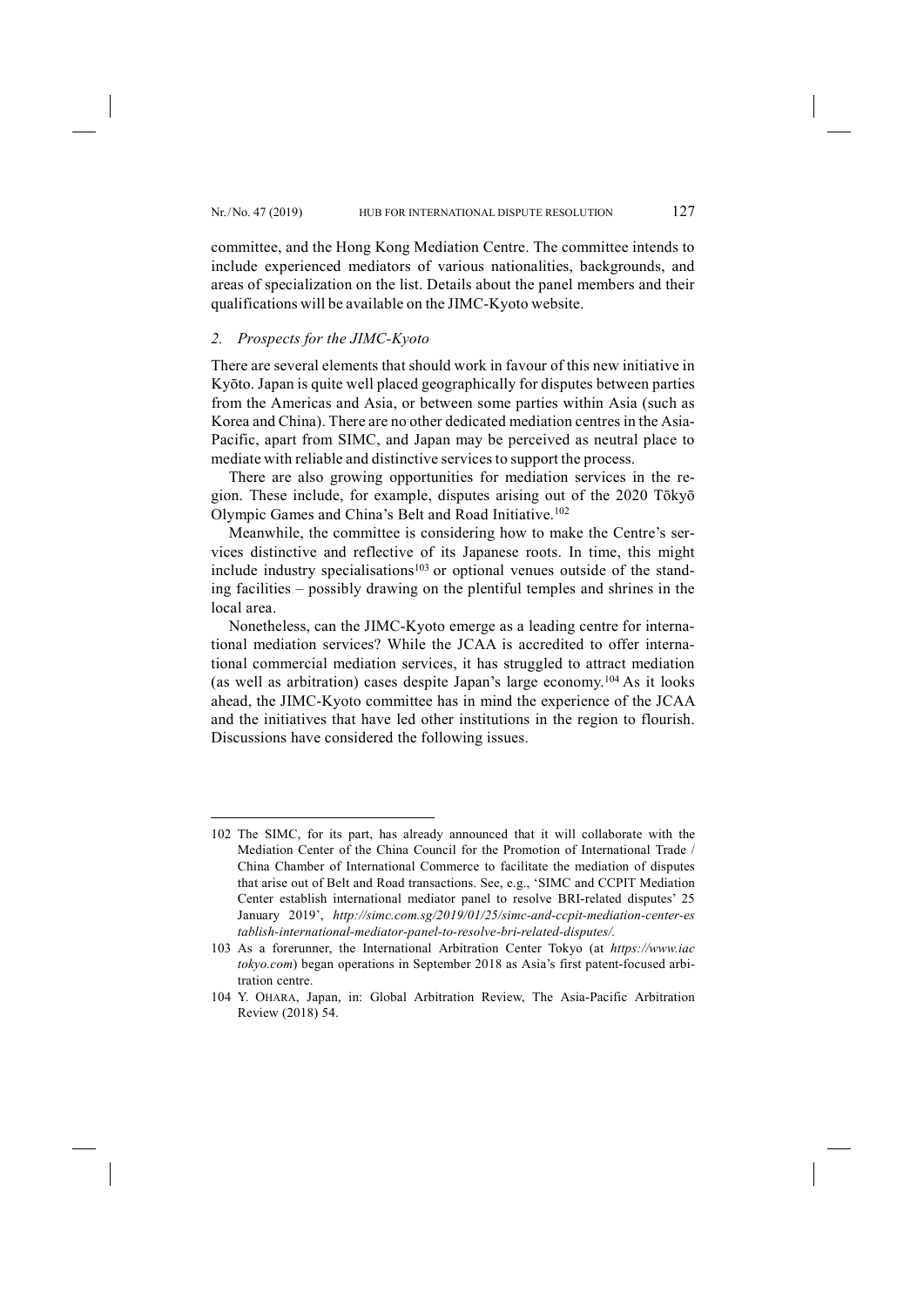committee, and the Hong Kong Mediation Centre. The committee intends to include experienced mediators of various nationalities, backgrounds, and areas of specialization on the list. Details about the panel members and their qualifications will be available on the JIMC-Kyoto website.

### *2. Prospects for the JIMC-Kyoto*

There are several elements that should work in favour of this new initiative in Kyōto. Japan is quite well placed geographically for disputes between parties from the Americas and Asia, or between some parties within Asia (such as Korea and China). There are no other dedicated mediation centres in the Asia-Pacific, apart from SIMC, and Japan may be perceived as neutral place to mediate with reliable and distinctive services to support the process.

There are also growing opportunities for mediation services in the region. These include, for example, disputes arising out of the 2020 Tōkyō Olympic Games and China's Belt and Road Initiative.[102]

Meanwhile, the committee is considering how to make the Centre's services distinctive and reflective of its Japanese roots. In time, this might include industry specialisations[103] or optional venues outside of the standing facilities – possibly drawing on the plentiful temples and shrines in the local area.

Nonetheless, can the JIMC-Kyoto emerge as a leading centre for international mediation services? While the JCAA is accredited to offer international commercial mediation services, it has struggled to attract mediation (as well as arbitration) cases despite Japan's large economy.[104] As it looks ahead, the JIMC-Kyoto committee has in mind the experience of the JCAA and the initiatives that have led other institutions in the region to flourish. Discussions have considered the following issues.

---

102 The SIMC, for its part, has already announced that it will collaborate with the Mediation Center of the China Council for the Promotion of International Trade / China Chamber of International Commerce to facilitate the mediation of disputes that arise out of Belt and Road transactions. See, e.g., 'SIMC and CCPIT Mediation Center establish international mediator panel to resolve BRI-related disputes' 25 January 2019', *http://simc.com.sg/2019/01/25/simc-and-ccpit-mediation-center-establish-international-mediator-panel-to-resolve-bri-related-disputes/.*

103 As a forerunner, the International Arbitration Center Tokyo (at *https://www.iactokyo.com*) began operations in September 2018 as Asia's first patent-focused arbitration centre.

104 Y. OHARA, Japan, in: Global Arbitration Review, The Asia-Pacific Arbitration Review (2018) 54.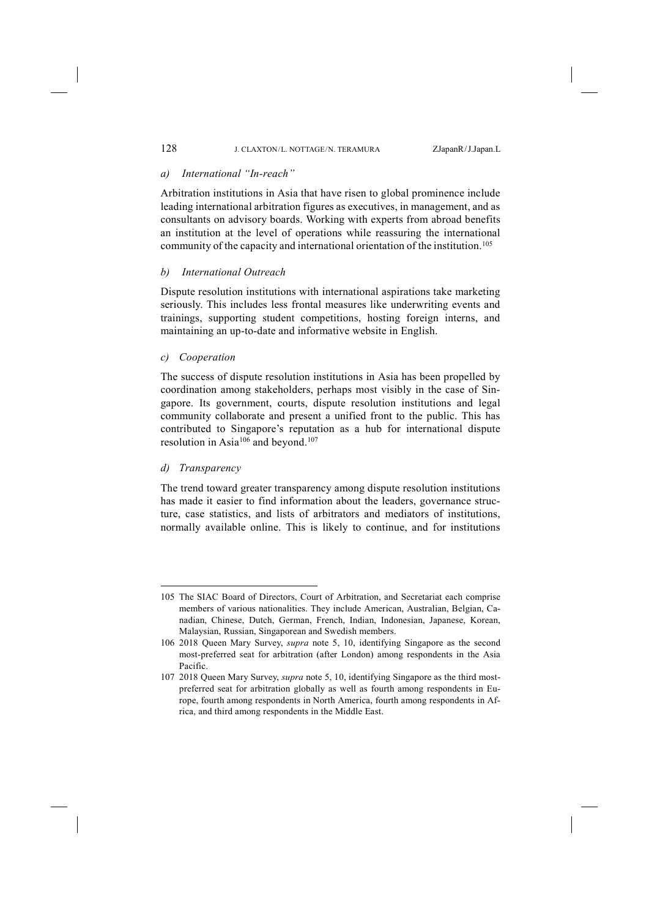#### *a) International "In-reach"*

Arbitration institutions in Asia that have risen to global prominence include leading international arbitration figures as executives, in management, and as consultants on advisory boards. Working with experts from abroad benefits an institution at the level of operations while reassuring the international community of the capacity and international orientation of the institution.[105]

#### *b) International Outreach*

Dispute resolution institutions with international aspirations take marketing seriously. This includes less frontal measures like underwriting events and trainings, supporting student competitions, hosting foreign interns, and maintaining an up-to-date and informative website in English.

#### *c) Cooperation*

The success of dispute resolution institutions in Asia has been propelled by coordination among stakeholders, perhaps most visibly in the case of Singapore. Its government, courts, dispute resolution institutions and legal community collaborate and present a unified front to the public. This has contributed to Singapore's reputation as a hub for international dispute resolution in Asia[106] and beyond.[107]

#### *d) Transparency*

The trend toward greater transparency among dispute resolution institutions has made it easier to find information about the leaders, governance structure, case statistics, and lists of arbitrators and mediators of institutions, normally available online. This is likely to continue, and for institutions

---

105 The SIAC Board of Directors, Court of Arbitration, and Secretariat each comprise members of various nationalities. They include American, Australian, Belgian, Canadian, Chinese, Dutch, German, French, Indian, Indonesian, Japanese, Korean, Malaysian, Russian, Singaporean and Swedish members.

106 2018 Queen Mary Survey, *supra* note 5, 10, identifying Singapore as the second most-preferred seat for arbitration (after London) among respondents in the Asia Pacific.

107 2018 Queen Mary Survey, *supra* note 5, 10, identifying Singapore as the third most-preferred seat for arbitration globally as well as fourth among respondents in Europe, fourth among respondents in North America, fourth among respondents in Africa, and third among respondents in the Middle East.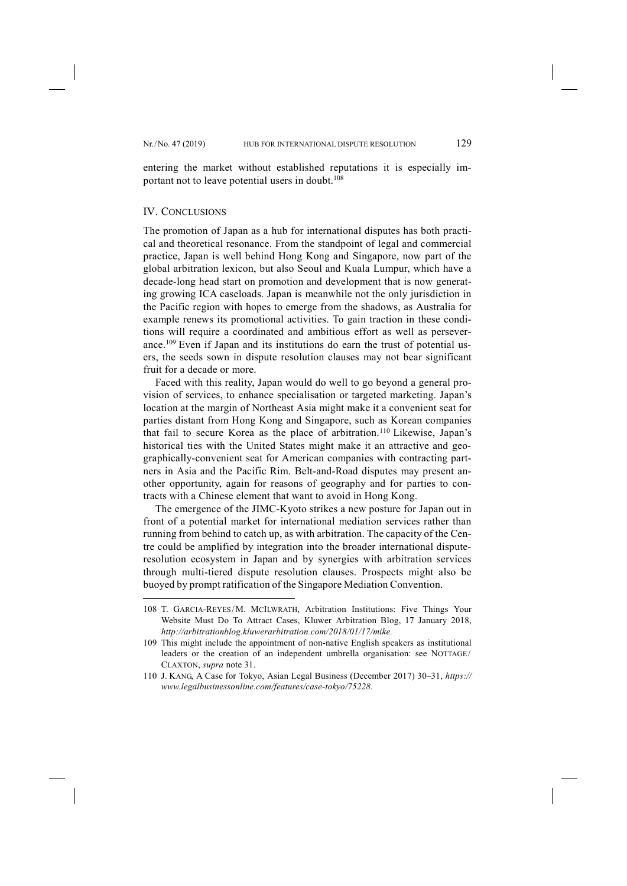entering the market without established reputations it is especially important not to leave potential users in doubt.[108]

## IV. Conclusions

The promotion of Japan as a hub for international disputes has both practical and theoretical resonance. From the standpoint of legal and commercial practice, Japan is well behind Hong Kong and Singapore, now part of the global arbitration lexicon, but also Seoul and Kuala Lumpur, which have a decade-long head start on promotion and development that is now generating growing ICA caseloads. Japan is meanwhile not the only jurisdiction in the Pacific region with hopes to emerge from the shadows, as Australia for example renews its promotional activities. To gain traction in these conditions will require a coordinated and ambitious effort as well as perseverance.[109] Even if Japan and its institutions do earn the trust of potential users, the seeds sown in dispute resolution clauses may not bear significant fruit for a decade or more.

Faced with this reality, Japan would do well to go beyond a general provision of services, to enhance specialisation or targeted marketing. Japan's location at the margin of Northeast Asia might make it a convenient seat for parties distant from Hong Kong and Singapore, such as Korean companies that fail to secure Korea as the place of arbitration.[110] Likewise, Japan's historical ties with the United States might make it an attractive and geographically-convenient seat for American companies with contracting partners in Asia and the Pacific Rim. Belt-and-Road disputes may present another opportunity, again for reasons of geography and for parties to contracts with a Chinese element that want to avoid in Hong Kong.

The emergence of the JIMC-Kyoto strikes a new posture for Japan out in front of a potential market for international mediation services rather than running from behind to catch up, as with arbitration. The capacity of the Centre could be amplified by integration into the broader international dispute-resolution ecosystem in Japan and by synergies with arbitration services through multi-tiered dispute resolution clauses. Prospects might also be buoyed by prompt ratification of the Singapore Mediation Convention.

---

108 T. Garcia-Reyes / M. McIlwrath, Arbitration Institutions: Five Things Your Website Must Do To Attract Cases, Kluwer Arbitration Blog, 17 January 2018, *http://arbitrationblog.kluwerarbitration.com/2018/01/17/mike.*

109 This might include the appointment of non-native English speakers as institutional leaders or the creation of an independent umbrella organisation: see Nottage / Claxton, *supra* note 31.

110 J. Kang, A Case for Tokyo, Asian Legal Business (December 2017) 30–31, *https://www.legalbusinessonline.com/features/case-tokyo/75228.*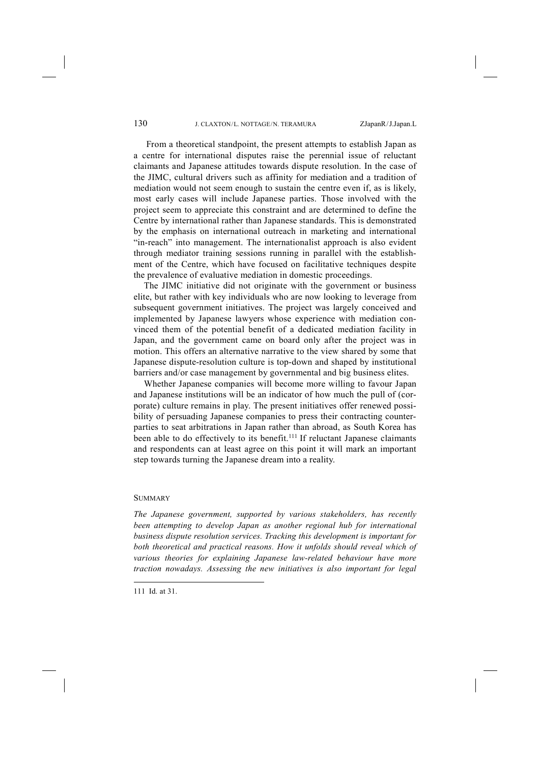From a theoretical standpoint, the present attempts to establish Japan as a centre for international disputes raise the perennial issue of reluctant claimants and Japanese attitudes towards dispute resolution. In the case of the JIMC, cultural drivers such as affinity for mediation and a tradition of mediation would not seem enough to sustain the centre even if, as is likely, most early cases will include Japanese parties. Those involved with the project seem to appreciate this constraint and are determined to define the Centre by international rather than Japanese standards. This is demonstrated by the emphasis on international outreach in marketing and international "in-reach" into management. The internationalist approach is also evident through mediator training sessions running in parallel with the establishment of the Centre, which have focused on facilitative techniques despite the prevalence of evaluative mediation in domestic proceedings.

The JIMC initiative did not originate with the government or business elite, but rather with key individuals who are now looking to leverage from subsequent government initiatives. The project was largely conceived and implemented by Japanese lawyers whose experience with mediation convinced them of the potential benefit of a dedicated mediation facility in Japan, and the government came on board only after the project was in motion. This offers an alternative narrative to the view shared by some that Japanese dispute-resolution culture is top-down and shaped by institutional barriers and/or case management by governmental and big business elites.

Whether Japanese companies will become more willing to favour Japan and Japanese institutions will be an indicator of how much the pull of (corporate) culture remains in play. The present initiatives offer renewed possibility of persuading Japanese companies to press their contracting counterparties to seat arbitrations in Japan rather than abroad, as South Korea has been able to do effectively to its benefit.[111] If reluctant Japanese claimants and respondents can at least agree on this point it will mark an important step towards turning the Japanese dream into a reality.

## SUMMARY

*The Japanese government, supported by various stakeholders, has recently been attempting to develop Japan as another regional hub for international business dispute resolution services. Tracking this development is important for both theoretical and practical reasons. How it unfolds should reveal which of various theories for explaining Japanese law-related behaviour have more traction nowadays. Assessing the new initiatives is also important for legal*

---

111 Id. at 31.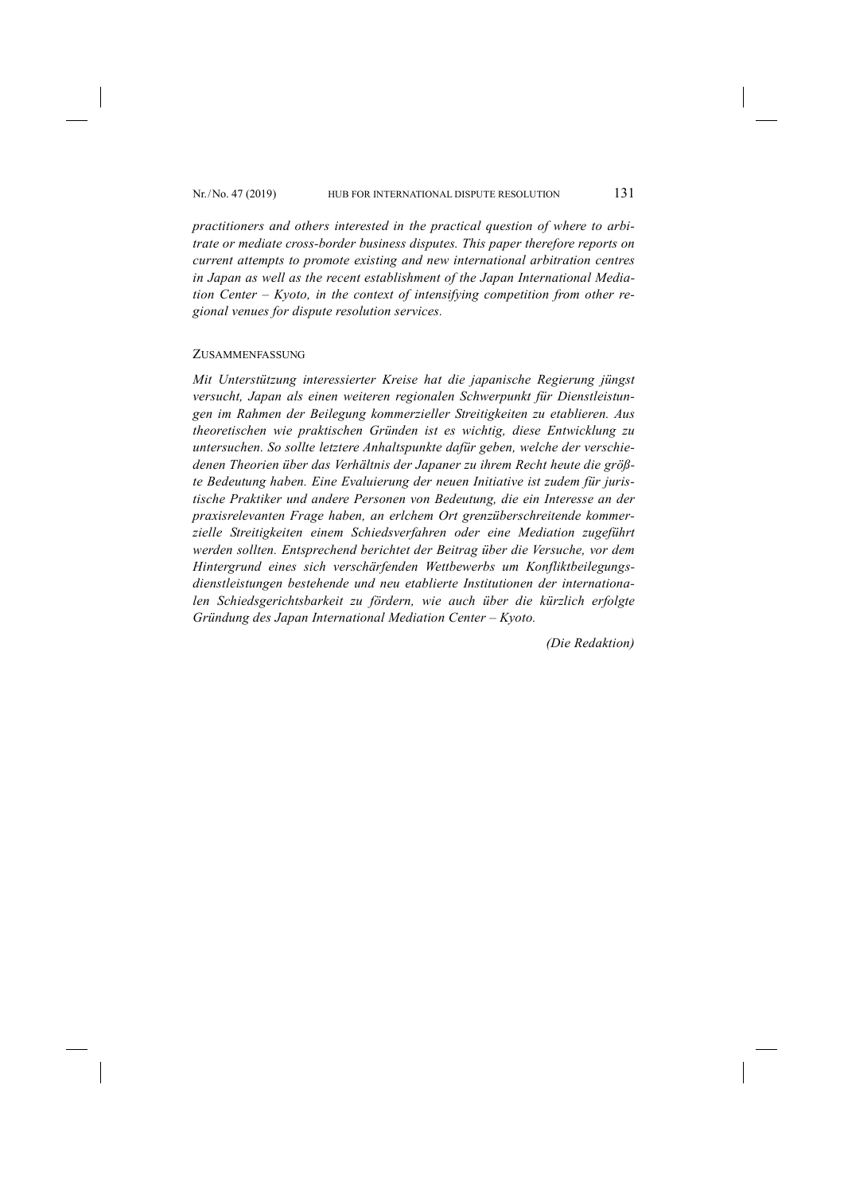*practitioners and others interested in the practical question of where to arbitrate or mediate cross-border business disputes. This paper therefore reports on current attempts to promote existing and new international arbitration centres in Japan as well as the recent establishment of the Japan International Mediation Center – Kyoto, in the context of intensifying competition from other regional venues for dispute resolution services.*

## ZUSAMMENFASSUNG

*Mit Unterstützung interessierter Kreise hat die japanische Regierung jüngst versucht, Japan als einen weiteren regionalen Schwerpunkt für Dienstleistungen im Rahmen der Beilegung kommerzieller Streitigkeiten zu etablieren. Aus theoretischen wie praktischen Gründen ist es wichtig, diese Entwicklung zu untersuchen. So sollte letztere Anhaltspunkte dafür geben, welche der verschiedenen Theorien über das Verhältnis der Japaner zu ihrem Recht heute die größte Bedeutung haben. Eine Evaluierung der neuen Initiative ist zudem für juristische Praktiker und andere Personen von Bedeutung, die ein Interesse an der praxisrelevanten Frage haben, an erlchem Ort grenzüberschreitende kommerzielle Streitigkeiten einem Schiedsverfahren oder eine Mediation zugeführt werden sollten. Entsprechend berichtet der Beitrag über die Versuche, vor dem Hintergrund eines sich verschärfenden Wettbewerbs um Konfliktbeilegungsdienstleistungen bestehende und neu etablierte Institutionen der internationalen Schiedsgerichtsbarkeit zu fördern, wie auch über die kürzlich erfolgte Gründung des Japan International Mediation Center – Kyoto.*

*(Die Redaktion)*